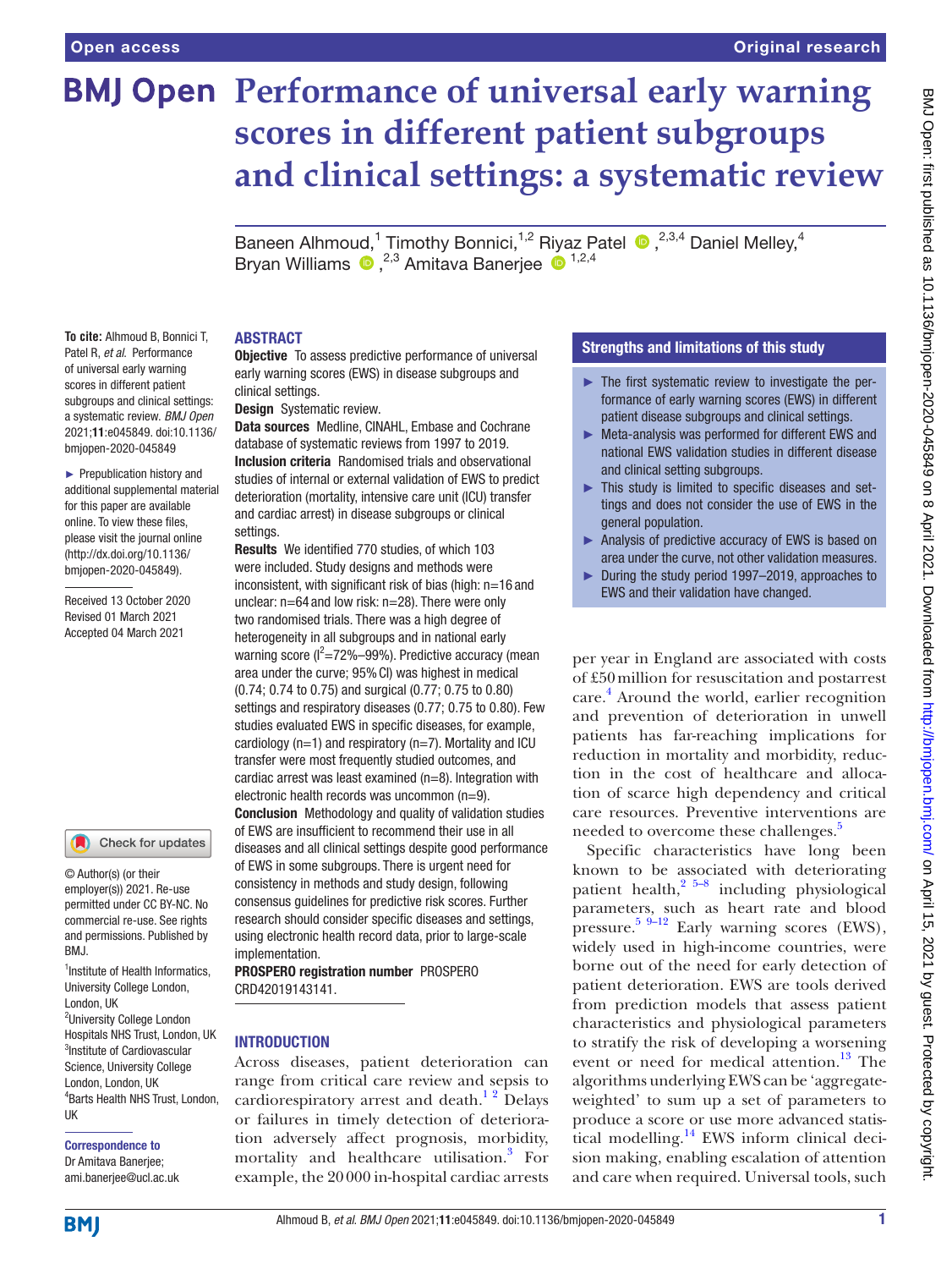Open access

Original research

# Performance of universal early warning scores in different patient subgroups and clinical settings: a systematic review

Baneen Alhmoud,[1] Timothy Bonnici,[1,2] Riyaz Patel,[2,3,4] Daniel Melley,[4] Bryan Williams,[2,3] Amitava Banerjee[1,2,4]

**To cite:** Alhmoud B, Bonnici T, Patel R, *et al*. Performance of universal early warning scores in different patient subgroups and clinical settings: a systematic review. *BMJ Open* 2021;**11**:e045849. doi:10.1136/bmjopen-2020-045849

► Prepublication history and additional supplemental material for this paper are available online. To view these files, please visit the journal online (http://dx.doi.org/10.1136/bmjopen-2020-045849).

Received 13 October 2020
Revised 01 March 2021
Accepted 04 March 2021

© Author(s) (or their employer(s)) 2021. Re-use permitted under CC BY-NC. No commercial re-use. See rights and permissions. Published by BMJ.

[1]Institute of Health Informatics, University College London, London, UK
[2]University College London Hospitals NHS Trust, London, UK
[3]Institute of Cardiovascular Science, University College London, London, UK
[4]Barts Health NHS Trust, London, UK

**Correspondence to**
Dr Amitava Banerjee; ami.banerjee@ucl.ac.uk

## ABSTRACT

**Objective** To assess predictive performance of universal early warning scores (EWS) in disease subgroups and clinical settings.

**Design** Systematic review.

**Data sources** Medline, CINAHL, Embase and Cochrane database of systematic reviews from 1997 to 2019.

**Inclusion criteria** Randomised trials and observational studies of internal or external validation of EWS to predict deterioration (mortality, intensive care unit (ICU) transfer and cardiac arrest) in disease subgroups or clinical settings.

**Results** We identified 770 studies, of which 103 were included. Study designs and methods were inconsistent, with significant risk of bias (high: n=16 and unclear: n=64 and low risk: n=28). There were only two randomised trials. There was a high degree of heterogeneity in all subgroups and in national early warning score ($I^2$=72%–99%). Predictive accuracy (mean area under the curve; 95% CI) was highest in medical (0.74; 0.74 to 0.75) and surgical (0.77; 0.75 to 0.80) settings and respiratory diseases (0.77; 0.75 to 0.80). Few studies evaluated EWS in specific diseases, for example, cardiology (n=1) and respiratory (n=7). Mortality and ICU transfer were most frequently studied outcomes, and cardiac arrest was least examined (n=8). Integration with electronic health records was uncommon (n=9).

**Conclusion** Methodology and quality of validation studies of EWS are insufficient to recommend their use in all diseases and all clinical settings despite good performance of EWS in some subgroups. There is urgent need for consistency in methods and study design, following consensus guidelines for predictive risk scores. Further research should consider specific diseases and settings, using electronic health record data, prior to large-scale implementation.

**PROSPERO registration number** PROSPERO CRD42019143141.

## Strengths and limitations of this study

- ► The first systematic review to investigate the performance of early warning scores (EWS) in different patient disease subgroups and clinical settings.
- ► Meta-analysis was performed for different EWS and national EWS validation studies in different disease and clinical setting subgroups.
- ► This study is limited to specific diseases and settings and does not consider the use of EWS in the general population.
- ► Analysis of predictive accuracy of EWS is based on area under the curve, not other validation measures.
- ► During the study period 1997–2019, approaches to EWS and their validation have changed.

## INTRODUCTION

Across diseases, patient deterioration can range from critical care review and sepsis to cardiorespiratory arrest and death.[1,2] Delays or failures in timely detection of deterioration adversely affect prognosis, morbidity, mortality and healthcare utilisation.[3] For example, the 20 000 in-hospital cardiac arrests per year in England are associated with costs of £50 million for resuscitation and postarrest care.[4] Around the world, earlier recognition and prevention of deterioration in unwell patients has far-reaching implications for reduction in mortality and morbidity, reduction in the cost of healthcare and allocation of scarce high dependency and critical care resources. Preventive interventions are needed to overcome these challenges.[5]

Specific characteristics have long been known to be associated with deteriorating patient health,[2,5–8] including physiological parameters, such as heart rate and blood pressure.[5,9–12] Early warning scores (EWS), widely used in high-income countries, were borne out of the need for early detection of patient deterioration. EWS are tools derived from prediction models that assess patient characteristics and physiological parameters to stratify the risk of developing a worsening event or need for medical attention.[13] The algorithms underlying EWS can be 'aggregate-weighted' to sum up a set of parameters to produce a score or use more advanced statistical modelling.[14] EWS inform clinical decision making, enabling escalation of attention and care when required. Universal tools, such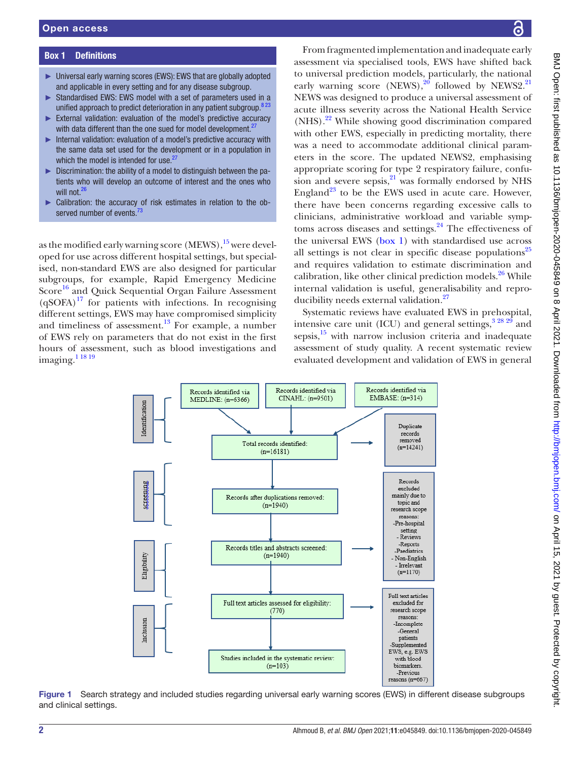**Box 1 Definitions**

- Universal early warning scores (EWS): EWS that are globally adopted and applicable in every setting and for any disease subgroup.
- Standardised EWS: EWS model with a set of parameters used in a unified approach to predict deterioration in any patient subgroup.[8 23]
- External validation: evaluation of the model's predictive accuracy with data different than the one sued for model development.[27]
- Internal validation: evaluation of a model's predictive accuracy with the same data set used for the development or in a population in which the model is intended for use.[27]
- Discrimination: the ability of a model to distinguish between the patients who will develop an outcome of interest and the ones who will not.[26]
- Calibration: the accuracy of risk estimates in relation to the observed number of events.[73]

as the modified early warning score (MEWS),[15] were developed for use across different hospital settings, but specialised, non-standard EWS are also designed for particular subgroups, for example, Rapid Emergency Medicine Score[16] and Quick Sequential Organ Failure Assessment (qSOFA)[17] for patients with infections. In recognising different settings, EWS may have compromised simplicity and timeliness of assessment.[13] For example, a number of EWS rely on parameters that do not exist in the first hours of assessment, such as blood investigations and imaging.[1 18 19]

From fragmented implementation and inadequate early assessment via specialised tools, EWS have shifted back to universal prediction models, particularly, the national early warning score (NEWS),[20] followed by NEWS2.[21] NEWS was designed to produce a universal assessment of acute illness severity across the National Health Service (NHS).[22] While showing good discrimination compared with other EWS, especially in predicting mortality, there was a need to accommodate additional clinical parameters in the score. The updated NEWS2, emphasising appropriate scoring for type 2 respiratory failure, confusion and severe sepsis,[21] was formally endorsed by NHS England[23] to be the EWS used in acute care. However, there have been concerns regarding excessive calls to clinicians, administrative workload and variable symptoms across diseases and settings.[24] The effectiveness of the universal EWS (box 1) with standardised use across all settings is not clear in specific disease populations[25] and requires validation to estimate discrimination and calibration, like other clinical prediction models.[26] While internal validation is useful, generalisability and reproducibility needs external validation.[27]

Systematic reviews have evaluated EWS in prehospital, intensive care unit (ICU) and general settings,[3 28 29] and sepsis,[15] with narrow inclusion criteria and inadequate assessment of study quality. A recent systematic review evaluated development and validation of EWS in general

Identification: Records identified via MEDLINE: (n=6366); Records identified via CINAHL: (n=9501); Records identified via EMBASE: (n=314) → Total records identified: (n=16181) → Duplicate records removed (n=14241)

Screening: Records after duplications removed: (n=1940)

Eligibility: Records titles and abstracts screened: (n=1940) → Records excluded mainly due to topic and research scope reasons: -Pre-hospital setting - Reviews -Reports -Paediatrics - Non-English - Irrelevant (n=1170)

Full text articles assessed for eligibility: (770) → Full text articles excluded for research scope reasons: -Incomplete -General patients -Supplemented EWS, e.g. EWS with blood biomarkers. -Previous reasons (n=667)

Inclusion: Studies included in the systematic review: (n=103)

Figure 1 Search strategy and included studies regarding universal early warning scores (EWS) in different disease subgroups and clinical settings.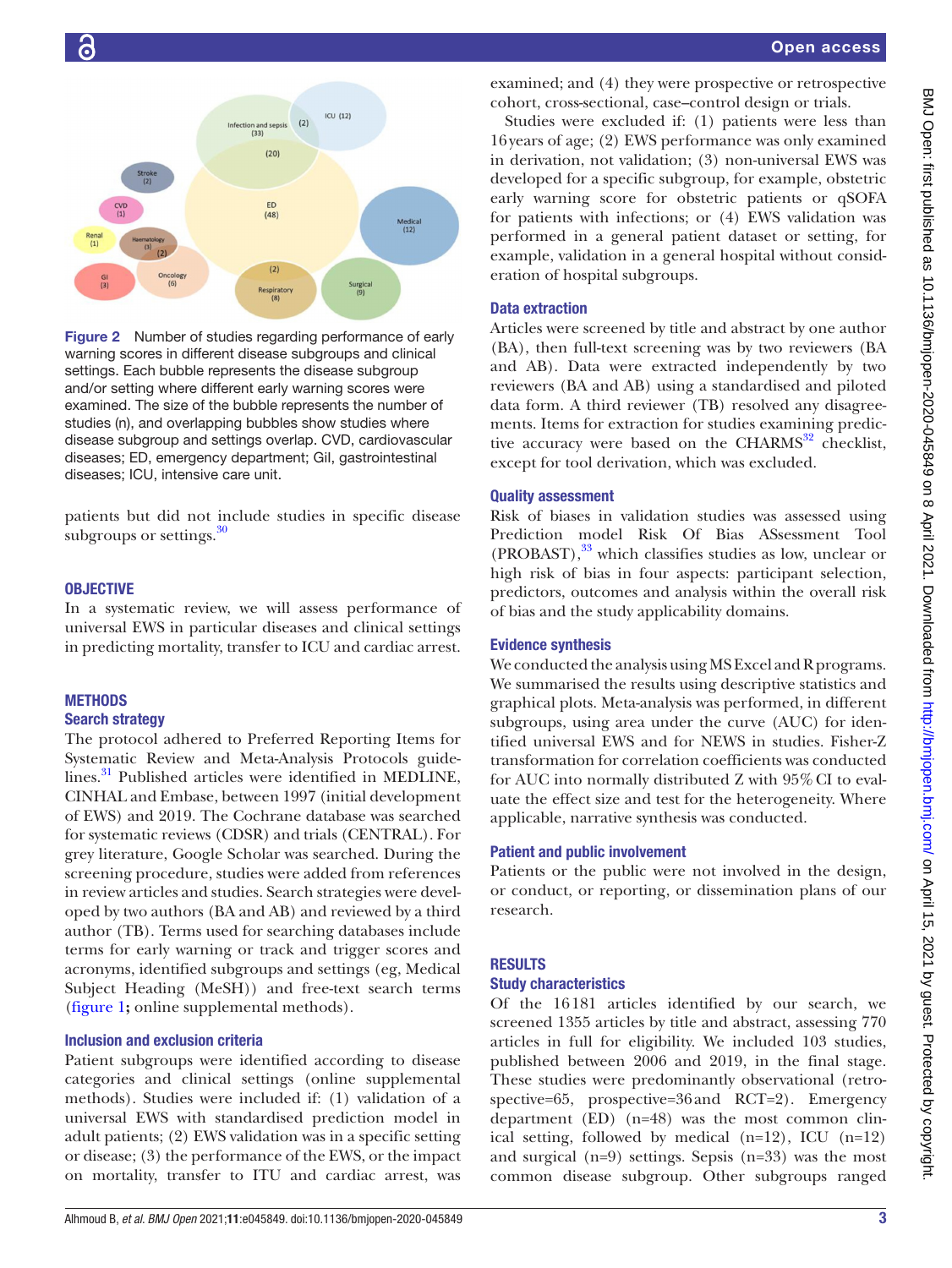Figure 2 Number of studies regarding performance of early warning scores in different disease subgroups and clinical settings. Each bubble represents the disease subgroup and/or setting where different early warning scores were examined. The size of the bubble represents the number of studies (n), and overlapping bubbles show studies where disease subgroup and settings overlap. CVD, cardiovascular diseases; ED, emergency department; GiI, gastrointestinal diseases; ICU, intensive care unit.

patients but did not include studies in specific disease subgroups or settings.[30]

## OBJECTIVE

In a systematic review, we will assess performance of universal EWS in particular diseases and clinical settings in predicting mortality, transfer to ICU and cardiac arrest.

## METHODS

### Search strategy

The protocol adhered to Preferred Reporting Items for Systematic Review and Meta-Analysis Protocols guidelines.[31] Published articles were identified in MEDLINE, CINHAL and Embase, between 1997 (initial development of EWS) and 2019. The Cochrane database was searched for systematic reviews (CDSR) and trials (CENTRAL). For grey literature, Google Scholar was searched. During the screening procedure, studies were added from references in review articles and studies. Search strategies were developed by two authors (BA and AB) and reviewed by a third author (TB). Terms used for searching databases include terms for early warning or track and trigger scores and acronyms, identified subgroups and settings (eg, Medical Subject Heading (MeSH)) and free-text search terms (figure 1**;** online supplemental methods).

### Inclusion and exclusion criteria

Patient subgroups were identified according to disease categories and clinical settings (online supplemental methods). Studies were included if: (1) validation of a universal EWS with standardised prediction model in adult patients; (2) EWS validation was in a specific setting or disease; (3) the performance of the EWS, or the impact on mortality, transfer to ITU and cardiac arrest, was examined; and (4) they were prospective or retrospective cohort, cross-sectional, case–control design or trials.

Studies were excluded if: (1) patients were less than 16 years of age; (2) EWS performance was only examined in derivation, not validation; (3) non-universal EWS was developed for a specific subgroup, for example, obstetric early warning score for obstetric patients or qSOFA for patients with infections; or (4) EWS validation was performed in a general patient dataset or setting, for example, validation in a general hospital without consideration of hospital subgroups.

### Data extraction

Articles were screened by title and abstract by one author (BA), then full-text screening was by two reviewers (BA and AB). Data were extracted independently by two reviewers (BA and AB) using a standardised and piloted data form. A third reviewer (TB) resolved any disagreements. Items for extraction for studies examining predictive accuracy were based on the CHARMS[32] checklist, except for tool derivation, which was excluded.

### Quality assessment

Risk of biases in validation studies was assessed using Prediction model Risk Of Bias ASsessment Tool (PROBAST),[33] which classifies studies as low, unclear or high risk of bias in four aspects: participant selection, predictors, outcomes and analysis within the overall risk of bias and the study applicability domains.

### Evidence synthesis

We conducted the analysis using MS Excel and R programs. We summarised the results using descriptive statistics and graphical plots. Meta-analysis was performed, in different subgroups, using area under the curve (AUC) for identified universal EWS and for NEWS in studies. Fisher-Z transformation for correlation coefficients was conducted for AUC into normally distributed Z with 95% CI to evaluate the effect size and test for the heterogeneity. Where applicable, narrative synthesis was conducted.

### Patient and public involvement

Patients or the public were not involved in the design, or conduct, or reporting, or dissemination plans of our research.

## RESULTS

### Study characteristics

Of the 16 181 articles identified by our search, we screened 1355 articles by title and abstract, assessing 770 articles in full for eligibility. We included 103 studies, published between 2006 and 2019, in the final stage. These studies were predominantly observational (retrospective=65, prospective=36 and RCT=2). Emergency department (ED) (n=48) was the most common clinical setting, followed by medical (n=12), ICU (n=12) and surgical (n=9) settings. Sepsis (n=33) was the most common disease subgroup. Other subgroups ranged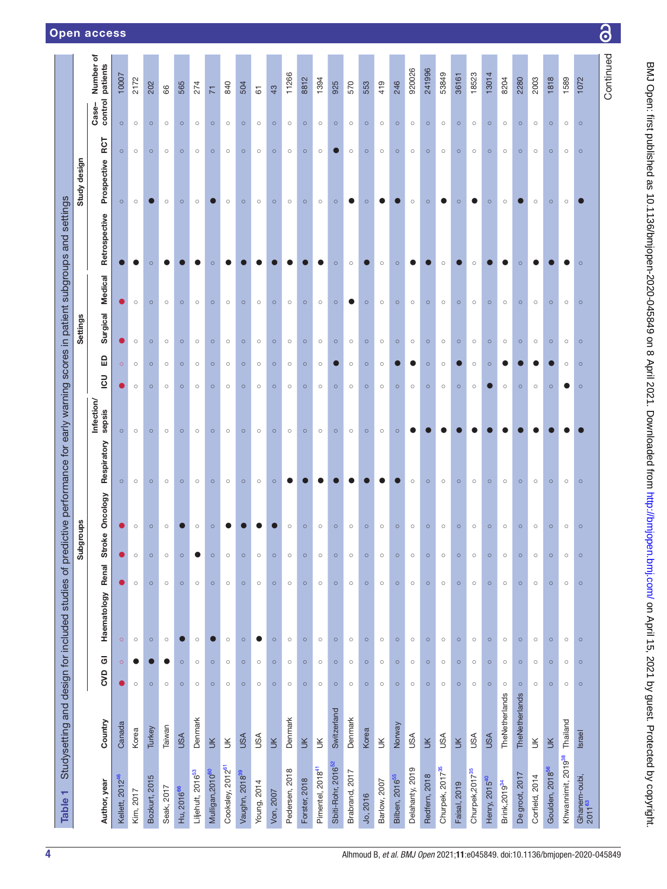**Table 1** Studysetting and design for included studies of predictive performance for early warning scores in patient subgroups and settings

| Author, year | Country | Subgroups | | | | | | | | Settings | | | | Study design | | | | Number of patients |
|---|---|---|---|---|---|---|---|---|---|---|---|---|---|---|---|---|---|---|
| | | CVD | GI | Haematology | Renal | Stroke | Oncology | Respiratory | Infection/ sepsis | ICU | ED | Surgical | Medical | Retrospective | Prospective | RCT | Case–control | |
| Kellett, 2012[46] | Canada | ● | ○ | ○ | ● | ● | ● | ○ | ○ | ● | ○ | ● | ● | ● | ○ | ○ | ○ | 10007 |
| Kim, 2017 | Korea | ○ | ● | ○ | ○ | ○ | ○ | ○ | ○ | ○ | ○ | ○ | ○ | ● | ○ | ○ | ○ | 2172 |
| Bozkurt, 2015 | Turkey | ○ | ● | ○ | ○ | ○ | ○ | ○ | ○ | ○ | ○ | ○ | ○ | ○ | ● | ○ | ○ | 202 |
| Seak, 2017 | Taiwan | ○ | ● | ○ | ○ | ○ | ○ | ○ | ○ | ○ | ○ | ○ | ○ | ● | ○ | ○ | ○ | 66 |
| Hu, 2016[66] | USA | ○ | ○ | ● | ○ | ○ | ● | ○ | ○ | ○ | ○ | ○ | ○ | ● | ○ | ○ | ○ | 565 |
| Liljehult, 2016[53] | Denmark | ○ | ○ | ○ | ○ | ● | ○ | ○ | ○ | ○ | ○ | ○ | ○ | ● | ○ | ○ | ○ | 274 |
| Mulligan,2010[60] | UK | ○ | ○ | ● | ○ | ○ | ○ | ○ | ○ | ○ | ○ | ○ | ○ | ○ | ● | ○ | ○ | 71 |
| Cooksley, 2012[61] | UK | ○ | ○ | ○ | ○ | ○ | ● | ○ | ○ | ○ | ○ | ○ | ○ | ● | ○ | ○ | ○ | 840 |
| Vaughn, 2018[39] | USA | ○ | ○ | ○ | ○ | ○ | ● | ○ | ○ | ○ | ○ | ○ | ○ | ● | ○ | ○ | ○ | 504 |
| Young, 2014 | USA | ○ | ○ | ● | ○ | ○ | ● | ○ | ○ | ○ | ○ | ○ | ○ | ● | ○ | ○ | ○ | 61 |
| Von, 2007 | UK | ○ | ○ | ○ | ○ | ○ | ● | ○ | ○ | ○ | ○ | ○ | ○ | ● | ○ | ○ | ○ | 43 |
| Pedersen, 2018 | Denmark | ○ | ○ | ○ | ○ | ○ | ○ | ● | ○ | ○ | ○ | ○ | ○ | ● | ○ | ○ | ○ | 11266 |
| Forster, 2018 | UK | ○ | ○ | ○ | ○ | ○ | ○ | ● | ○ | ○ | ○ | ○ | ○ | ● | ○ | ○ | ○ | 8812 |
| Pimentel, 2018[41] | UK | ○ | ○ | ○ | ○ | ○ | ○ | ● | ○ | ○ | ○ | ○ | ○ | ● | ○ | ○ | ○ | 1394 |
| Sbiti-Rohr, 2016[52] | Switzerland | ○ | ○ | ○ | ○ | ○ | ○ | ● | ○ | ○ | ● | ○ | ○ | ○ | ○ | ● | ○ | 925 |
| Brabrand, 2017 | Denmark | ○ | ○ | ○ | ○ | ○ | ○ | ● | ○ | ○ | ○ | ○ | ● | ○ | ● | ○ | ○ | 570 |
| Jo, 2016 | Korea | ○ | ○ | ○ | ○ | ○ | ○ | ● | ○ | ○ | ○ | ○ | ○ | ● | ○ | ○ | ○ | 553 |
| Barlow, 2007 | UK | ○ | ○ | ○ | ○ | ○ | ○ | ● | ○ | ○ | ○ | ○ | ○ | ○ | ● | ○ | ○ | 419 |
| Bilben, 2016[55] | Norway | ○ | ○ | ○ | ○ | ○ | ○ | ● | ○ | ○ | ● | ○ | ○ | ○ | ● | ○ | ○ | 246 |
| Delaharty, 2019 | USA | ○ | ○ | ○ | ○ | ○ | ○ | ○ | ● | ○ | ● | ○ | ○ | ● | ○ | ○ | ○ | 920026 |
| Redfern, 2018 | UK | ○ | ○ | ○ | ○ | ○ | ○ | ○ | ● | ○ | ○ | ○ | ○ | ● | ○ | ○ | ○ | 241996 |
| Churpek, 2017[35] | USA | ○ | ○ | ○ | ○ | ○ | ○ | ○ | ● | ○ | ○ | ○ | ○ | ○ | ● | ○ | ○ | 53849 |
| Faisal, 2019 | UK | ○ | ○ | ○ | ○ | ○ | ○ | ○ | ● | ○ | ● | ○ | ○ | ● | ○ | ○ | ○ | 36161 |
| Churpek,2017[35] | USA | ○ | ○ | ○ | ○ | ○ | ○ | ○ | ● | ○ | ○ | ○ | ○ | ○ | ● | ○ | ○ | 18523 |
| Henry, 2015[40] | USA | ○ | ○ | ○ | ○ | ○ | ○ | ○ | ● | ● | ○ | ○ | ○ | ● | ○ | ○ | ○ | 13014 |
| Brink,2019[34] | TheNetherlands | ○ | ○ | ○ | ○ | ○ | ○ | ○ | ● | ○ | ● | ○ | ○ | ● | ○ | ○ | ○ | 8204 |
| De groot, 2017 | TheNetherlands | ○ | ○ | ○ | ○ | ○ | ○ | ○ | ● | ○ | ● | ○ | ○ | ○ | ● | ○ | ○ | 2280 |
| Corfield, 2014 | UK | ○ | ○ | ○ | ○ | ○ | ○ | ○ | ● | ○ | ● | ○ | ○ | ● | ○ | ○ | ○ | 2003 |
| Goulden, 2018[56] | UK | ○ | ○ | ○ | ○ | ○ | ○ | ○ | ● | ○ | ● | ○ | ○ | ● | ○ | ○ | ○ | 1818 |
| Khwannimit, 2019[38] | Thailand | ○ | ○ | ○ | ○ | ○ | ○ | ○ | ● | ● | ○ | ○ | ○ | ● | ○ | ○ | ○ | 1589 |
| Ghanem-Zoubi, 2011[63] | Israel | ○ | ○ | ○ | ○ | ○ | ○ | ○ | ● | ○ | ○ | ○ | ○ | ○ | ● | ○ | ○ | 1072 |

Continued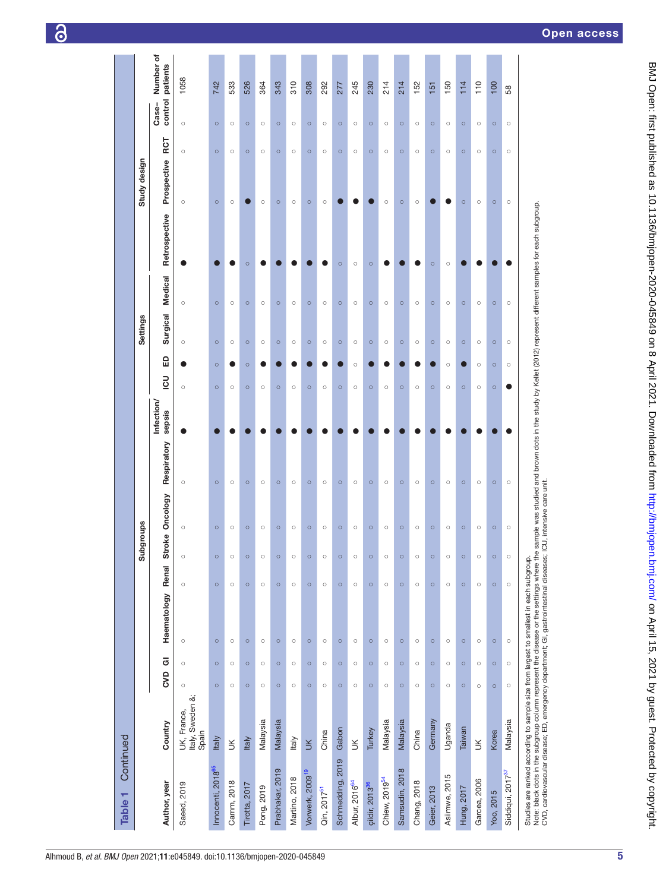**Table 1** Continued

| Author, year | Country | Subgroups | | | | | | | | | Settings | | | | Study design | | | | Number of patients |
|---|---|---|---|---|---|---|---|---|---|---|---|---|---|---|---|---|---|---|---|
| | | CVD | GI | Haematology | Renal | Stroke | Oncology | Respiratory | Infection/ sepsis | ICU | ED | Surgical | Medical | Retrospective | Prospective | RCT | Case-control | |
| Saeed, 2019 | UK, France, Italy, Sweden &; Spain | ○ | ○ | ○ | ○ | ○ | ○ | ○ | ● | ○ | ● | ○ | ○ | ● | ○ | ○ | ○ | 1058 |
| Innocenti, 2018[65] | Italy | ○ | ○ | ○ | ○ | ○ | ○ | ○ | ● | ○ | ○ | ○ | ○ | ● | ○ | ○ | ○ | 742 |
| Camm, 2018 | UK | ○ | ○ | ○ | ○ | ○ | ○ | ○ | ● | ○ | ● | ○ | ○ | ● | ○ | ○ | ○ | 533 |
| Tirotta, 2017 | Italy | ○ | ○ | ○ | ○ | ○ | ○ | ○ | ● | ○ | ○ | ○ | ○ | ○ | ● | ○ | ○ | 526 |
| Pong, 2019 | Malaysia | ○ | ○ | ○ | ○ | ○ | ○ | ○ | ● | ○ | ● | ○ | ○ | ● | ○ | ○ | ○ | 364 |
| Prabhakar, 2019 | Malaysia | ○ | ○ | ○ | ○ | ○ | ○ | ○ | ● | ○ | ● | ○ | ○ | ● | ○ | ○ | ○ | 343 |
| Martino, 2018 | Italy | ○ | ○ | ○ | ○ | ○ | ○ | ○ | ● | ○ | ● | ○ | ○ | ● | ○ | ○ | ○ | 310 |
| Vorwerk, 2009[19] | UK | ○ | ○ | ○ | ○ | ○ | ○ | ○ | ● | ○ | ● | ○ | ○ | ● | ○ | ○ | ○ | 308 |
| Qin, 2017[51] | China | ○ | ○ | ○ | ○ | ○ | ○ | ○ | ● | ○ | ● | ○ | ○ | ● | ○ | ○ | ○ | 292 |
| Schmedding, 2019 | Gabon | ○ | ○ | ○ | ○ | ○ | ○ | ○ | ● | ○ | ● | ○ | ○ | ○ | ● | ○ | ○ | 277 |
| Albur, 2016[64] | UK | ○ | ○ | ○ | ○ | ○ | ○ | ○ | ● | ○ | ○ | ○ | ○ | ○ | ● | ○ | ○ | 245 |
| çildir, 2013[36] | Turkey | ○ | ○ | ○ | ○ | ○ | ○ | ○ | ● | ○ | ● | ○ | ○ | ○ | ● | ○ | ○ | 230 |
| Chiew, 2019[54] | Malaysia | ○ | ○ | ○ | ○ | ○ | ○ | ○ | ● | ○ | ● | ○ | ○ | ● | ○ | ○ | ○ | 214 |
| Samsudin, 2018 | Malaysia | ○ | ○ | ○ | ○ | ○ | ○ | ○ | ● | ○ | ● | ○ | ○ | ● | ○ | ○ | ○ | 214 |
| Chang, 2018 | China | ○ | ○ | ○ | ○ | ○ | ○ | ○ | ● | ○ | ● | ○ | ○ | ● | ○ | ○ | ○ | 152 |
| Geier, 2013 | Germany | ○ | ○ | ○ | ○ | ○ | ○ | ○ | ● | ○ | ● | ○ | ○ | ○ | ● | ○ | ○ | 151 |
| Asiimwe, 2015 | Uganda | ○ | ○ | ○ | ○ | ○ | ○ | ○ | ● | ○ | ○ | ○ | ○ | ○ | ● | ○ | ○ | 150 |
| Hung, 2017 | Taiwan | ○ | ○ | ○ | ○ | ○ | ○ | ○ | ● | ○ | ● | ○ | ○ | ● | ○ | ○ | ○ | 114 |
| Garcea, 2006 | UK | ○ | ○ | ○ | ○ | ○ | ○ | ○ | ● | ○ | ○ | ○ | ○ | ● | ○ | ○ | ○ | 110 |
| Yoo, 2015 | Korea | ○ | ○ | ○ | ○ | ○ | ○ | ○ | ● | ○ | ○ | ○ | ○ | ● | ○ | ○ | ○ | 100 |
| Siddiqui, 2017[37] | Malaysia | ○ | ○ | ○ | ○ | ○ | ○ | ○ | ● | ● | ○ | ○ | ○ | ● | ○ | ○ | ○ | 58 |

Studies are ranked according to sample size from largest to smallest in each subgroup.
Note: black dots in the subgroup column represent the disease or the settings where the sample was studied and brown dots in the study by Kellet (2012) represent different samples for each subgroup.
CVD, cardiovascular disease; ED, emergency department; GI, gastrointestinal diseases; ICU, intensive care unit.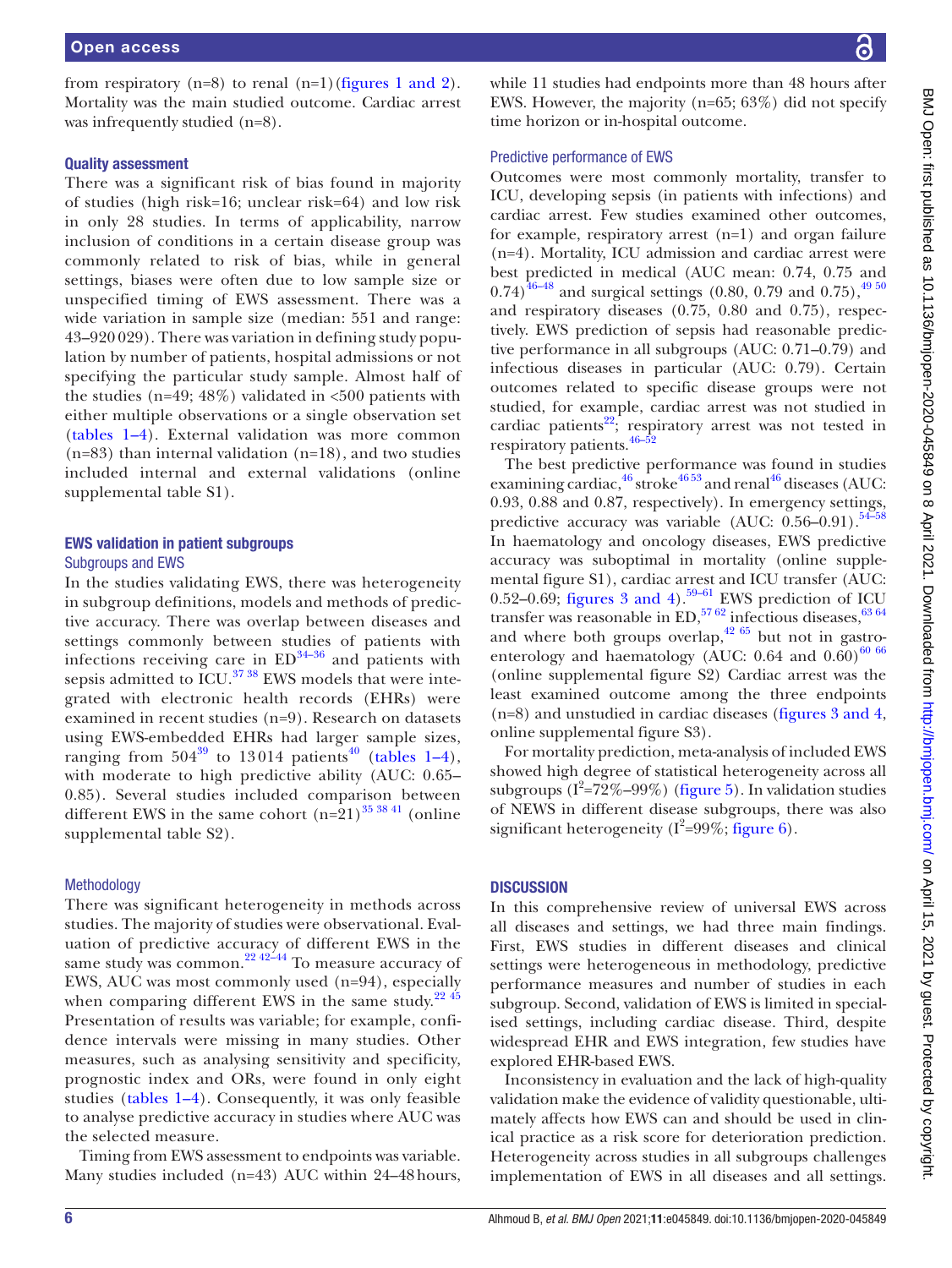from respiratory (n=8) to renal (n=1) (figures 1 and 2). Mortality was the main studied outcome. Cardiac arrest was infrequently studied (n=8).

### Quality assessment

There was a significant risk of bias found in majority of studies (high risk=16; unclear risk=64) and low risk in only 28 studies. In terms of applicability, narrow inclusion of conditions in a certain disease group was commonly related to risk of bias, while in general settings, biases were often due to low sample size or unspecified timing of EWS assessment. There was a wide variation in sample size (median: 551 and range: 43–920 029). There was variation in defining study population by number of patients, hospital admissions or not specifying the particular study sample. Almost half of the studies (n=49; 48%) validated in <500 patients with either multiple observations or a single observation set (tables 1–4). External validation was more common (n=83) than internal validation (n=18), and two studies included internal and external validations (online supplemental table S1).

### EWS validation in patient subgroups

#### Subgroups and EWS

In the studies validating EWS, there was heterogeneity in subgroup definitions, models and methods of predictive accuracy. There was overlap between diseases and settings commonly between studies of patients with infections receiving care in ED[34–36] and patients with sepsis admitted to ICU.[37 38] EWS models that were integrated with electronic health records (EHRs) were examined in recent studies (n=9). Research on datasets using EWS-embedded EHRs had larger sample sizes, ranging from 504[39] to 13 014 patients[40] (tables 1–4), with moderate to high predictive ability (AUC: 0.65–0.85). Several studies included comparison between different EWS in the same cohort (n=21)[35 38 41] (online supplemental table S2).

#### Methodology

There was significant heterogeneity in methods across studies. The majority of studies were observational. Evaluation of predictive accuracy of different EWS in the same study was common.[22 42–44] To measure accuracy of EWS, AUC was most commonly used (n=94), especially when comparing different EWS in the same study.[22 45] Presentation of results was variable; for example, confidence intervals were missing in many studies. Other measures, such as analysing sensitivity and specificity, prognostic index and ORs, were found in only eight studies (tables 1–4). Consequently, it was only feasible to analyse predictive accuracy in studies where AUC was the selected measure.

Timing from EWS assessment to endpoints was variable. Many studies included (n=43) AUC within 24–48 hours, while 11 studies had endpoints more than 48 hours after EWS. However, the majority (n=65; 63%) did not specify time horizon or in-hospital outcome.

#### Predictive performance of EWS

Outcomes were most commonly mortality, transfer to ICU, developing sepsis (in patients with infections) and cardiac arrest. Few studies examined other outcomes, for example, respiratory arrest (n=1) and organ failure (n=4). Mortality, ICU admission and cardiac arrest were best predicted in medical (AUC mean: 0.74, 0.75 and 0.74)[46–48] and surgical settings (0.80, 0.79 and 0.75),[49 50] and respiratory diseases (0.75, 0.80 and 0.75), respectively. EWS prediction of sepsis had reasonable predictive performance in all subgroups (AUC: 0.71–0.79) and infectious diseases in particular (AUC: 0.79). Certain outcomes related to specific disease groups were not studied, for example, cardiac arrest was not studied in cardiac patients[22]; respiratory arrest was not tested in respiratory patients.[46–52]

The best predictive performance was found in studies examining cardiac,[46] stroke[46 53] and renal[46] diseases (AUC: 0.93, 0.88 and 0.87, respectively). In emergency settings, predictive accuracy was variable (AUC: 0.56–0.91).[54–58] In haematology and oncology diseases, EWS predictive accuracy was suboptimal in mortality (online supplemental figure S1), cardiac arrest and ICU transfer (AUC: 0.52–0.69; figures 3 and 4).[59–61] EWS prediction of ICU transfer was reasonable in ED,[57 62] infectious diseases,[63 64] and where both groups overlap,[42 65] but not in gastroenterology and haematology (AUC: 0.64 and 0.60)[60 66] (online supplemental figure S2) Cardiac arrest was the least examined outcome among the three endpoints (n=8) and unstudied in cardiac diseases (figures 3 and 4, online supplemental figure S3).

For mortality prediction, meta-analysis of included EWS showed high degree of statistical heterogeneity across all subgroups ($I^2$=72%–99%) (figure 5). In validation studies of NEWS in different disease subgroups, there was also significant heterogeneity ($I^2$=99%; figure 6).

## DISCUSSION

In this comprehensive review of universal EWS across all diseases and settings, we had three main findings. First, EWS studies in different diseases and clinical settings were heterogeneous in methodology, predictive performance measures and number of studies in each subgroup. Second, validation of EWS is limited in specialised settings, including cardiac disease. Third, despite widespread EHR and EWS integration, few studies have explored EHR-based EWS.

Inconsistency in evaluation and the lack of high-quality validation make the evidence of validity questionable, ultimately affects how EWS can and should be used in clinical practice as a risk score for deterioration prediction. Heterogeneity across studies in all subgroups challenges implementation of EWS in all diseases and all settings.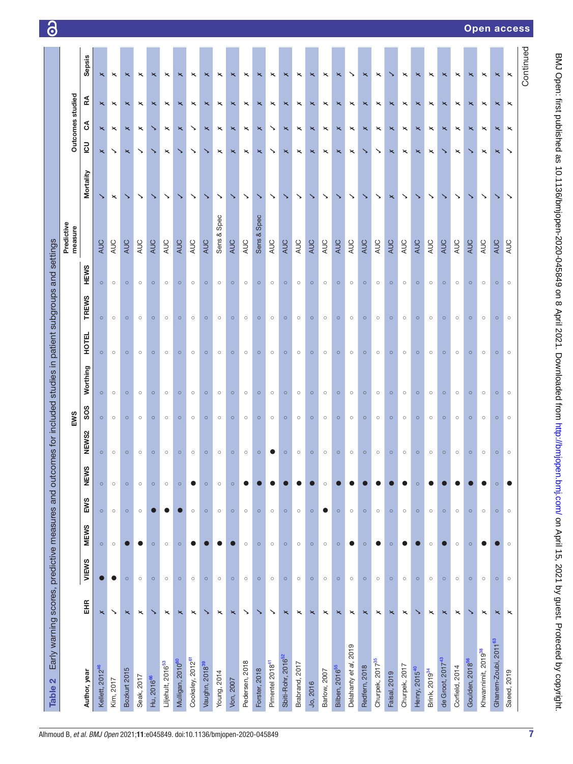**Table 2** Early warning scores, predictive measures and outcomes for included studies in patient subgroups and settings

| Author, year | EHR | EWS | | | | | | | | | | Predictive measure | Outcomes studied | | | | |
|---|---|---|---|---|---|---|---|---|---|---|---|---|---|---|---|---|---|
| | | VIEWS | MEWS | EWS | NEWS | NEWS2 | SOS | Worthing | HOTEL | TREWS | HEWS | | Mortality | ICU | CA | RA | Sepsis |
| Kellett, 2012[46] | ✗ | ● | ○ | ○ | ○ | ○ | ○ | ○ | ○ | ○ | ○ | AUC | ✓ | ✗ | ✗ | ✗ | ✗ |
| Kim, 2017 | ✓ | ● | ○ | ○ | ○ | ○ | ○ | ○ | ○ | ○ | ○ | AUC | ✗ | ✓ | ✗ | ✗ | ✗ |
| Bozkurt 2015 | ✗ | ○ | ● | ○ | ○ | ○ | ○ | ○ | ○ | ○ | ○ | AUC | ✓ | ✗ | ✗ | ✗ | ✗ |
| Seak, 2017 | ✗ | ○ | ● | ○ | ○ | ○ | ○ | ○ | ○ | ○ | ○ | AUC | ✓ | ✓ | ✗ | ✗ | ✗ |
| Hu, 2016[66] | ✓ | ○ | ○ | ● | ○ | ○ | ○ | ○ | ○ | ○ | ○ | AUC | ✓ | ✓ | ✓ | ✗ | ✗ |
| Liljehult, 2016[53] | ✗ | ○ | ○ | ● | ○ | ○ | ○ | ○ | ○ | ○ | ○ | AUC | ✓ | ✗ | ✗ | ✗ | ✗ |
| Mulligan, 2010[60] | ✗ | ○ | ○ | ● | ○ | ○ | ○ | ○ | ○ | ○ | ○ | AUC | ✓ | ✓ | ✗ | ✗ | ✗ |
| Cooksley, 2012[61] | ✗ | ○ | ● | ○ | ● | ○ | ○ | ○ | ○ | ○ | ○ | AUC | ✓ | ✓ | ✓ | ✗ | ✗ |
| Vaughn, 2018[39] | ✓ | ○ | ● | ○ | ○ | ○ | ○ | ○ | ○ | ○ | ○ | AUC | ✓ | ✓ | ✗ | ✗ | ✗ |
| Young, 2014 | ✗ | ○ | ● | ○ | ○ | ○ | ○ | ○ | ○ | ○ | ○ | Sens & Spec | ✓ | ✗ | ✗ | ✗ | ✗ |
| Von, 2007 | ✗ | ○ | ● | ○ | ○ | ○ | ○ | ○ | ○ | ○ | ○ | AUC | ✓ | ✗ | ✗ | ✗ | ✗ |
| Pedersen, 2018 | ✓ | ○ | ○ | ○ | ● | ○ | ○ | ○ | ○ | ○ | ○ | AUC | ✓ | ✗ | ✗ | ✗ | ✗ |
| Forster, 2018 | ✓ | ○ | ○ | ○ | ● | ○ | ○ | ○ | ○ | ○ | ○ | Sens & Spec | ✓ | ✗ | ✗ | ✗ | ✗ |
| Pimentel 2018[41] | ✓ | ○ | ○ | ○ | ● | ● | ○ | ○ | ○ | ○ | ○ | AUC | ✓ | ✓ | ✓ | ✗ | ✗ |
| Sbiti-Rohr, 2016[52] | ✗ | ○ | ○ | ○ | ● | ○ | ○ | ○ | ○ | ○ | ○ | AUC | ✓ | ✗ | ✗ | ✗ | ✗ |
| Brabrand, 2017 | ✗ | ○ | ○ | ○ | ● | ○ | ○ | ○ | ○ | ○ | ○ | AUC | ✓ | ✗ | ✗ | ✗ | ✗ |
| Jo, 2016 | ✗ | ○ | ○ | ○ | ● | ○ | ○ | ○ | ○ | ○ | ○ | AUC | ✓ | ✗ | ✗ | ✗ | ✗ |
| Barlow, 2007 | ✗ | ○ | ○ | ● | ○ | ○ | ○ | ○ | ○ | ○ | ○ | AUC | ✓ | ✗ | ✗ | ✗ | ✗ |
| Bilben, 2016[55] | ✗ | ○ | ○ | ○ | ● | ○ | ○ | ○ | ○ | ○ | ○ | AUC | ✓ | ✗ | ✗ | ✗ | ✗ |
| Delahanty *et al*, 2019 | ✗ | ○ | ● | ○ | ● | ○ | ○ | ○ | ○ | ○ | ○ | AUC | ✓ | ✗ | ✗ | ✗ | ✓ |
| Redfern, 2018 | ✗ | ○ | ○ | ○ | ● | ○ | ○ | ○ | ○ | ○ | ○ | AUC | ✓ | ✓ | ✗ | ✗ | ✗ |
| Churpek, 2017[35] | ✗ | ○ | ● | ○ | ● | ○ | ○ | ○ | ○ | ○ | ○ | AUC | ✓ | ✓ | ✗ | ✗ | ✗ |
| Faisal, 2019 | ✗ | ○ | ○ | ○ | ● | ○ | ○ | ○ | ○ | ○ | ○ | AUC | ✗ | ✗ | ✗ | ✗ | ✓ |
| Churpek, 2017 | ✗ | ○ | ● | ○ | ● | ○ | ○ | ○ | ○ | ○ | ○ | AUC | ✓ | ✗ | ✗ | ✗ | ✗ |
| Henry, 2015[40] | ✓ | ○ | ● | ○ | ○ | ○ | ○ | ○ | ○ | ○ | ○ | AUC | ✓ | ✗ | ✗ | ✗ | ✗ |
| Brink, 2019[34] | ✗ | ○ | ○ | ○ | ● | ○ | ○ | ○ | ○ | ○ | ○ | AUC | ✓ | ✗ | ✗ | ✗ | ✗ |
| de Groot, 2017[43] | ✗ | ○ | ● | ○ | ● | ○ | ○ | ○ | ○ | ○ | ○ | AUC | ✓ | ✓ | ✗ | ✗ | ✗ |
| Corfield, 2014 | ✗ | ○ | ○ | ○ | ● | ○ | ○ | ○ | ○ | ○ | ○ | AUC | ✓ | ✗ | ✗ | ✗ | ✗ |
| Goulden, 2018[56] | ✓ | ○ | ○ | ○ | ● | ○ | ○ | ○ | ○ | ○ | ○ | AUC | ✓ | ✓ | ✗ | ✗ | ✗ |
| Khwannimit, 2019[38] | ✗ | ○ | ● | ○ | ● | ○ | ○ | ○ | ○ | ○ | ○ | AUC | ✓ | ✗ | ✗ | ✗ | ✗ |
| Ghanem-Zoubi, 2011[63] | ✗ | ○ | ● | ○ | ○ | ○ | ○ | ○ | ○ | ○ | ○ | AUC | ✓ | ✗ | ✗ | ✗ | ✗ |
| Saeed, 2019 | ✗ | ○ | ○ | ○ | ● | ○ | ○ | ○ | ○ | ○ | ○ | AUC | ✓ | ✓ | ✗ | ✗ | ✗ |

Continued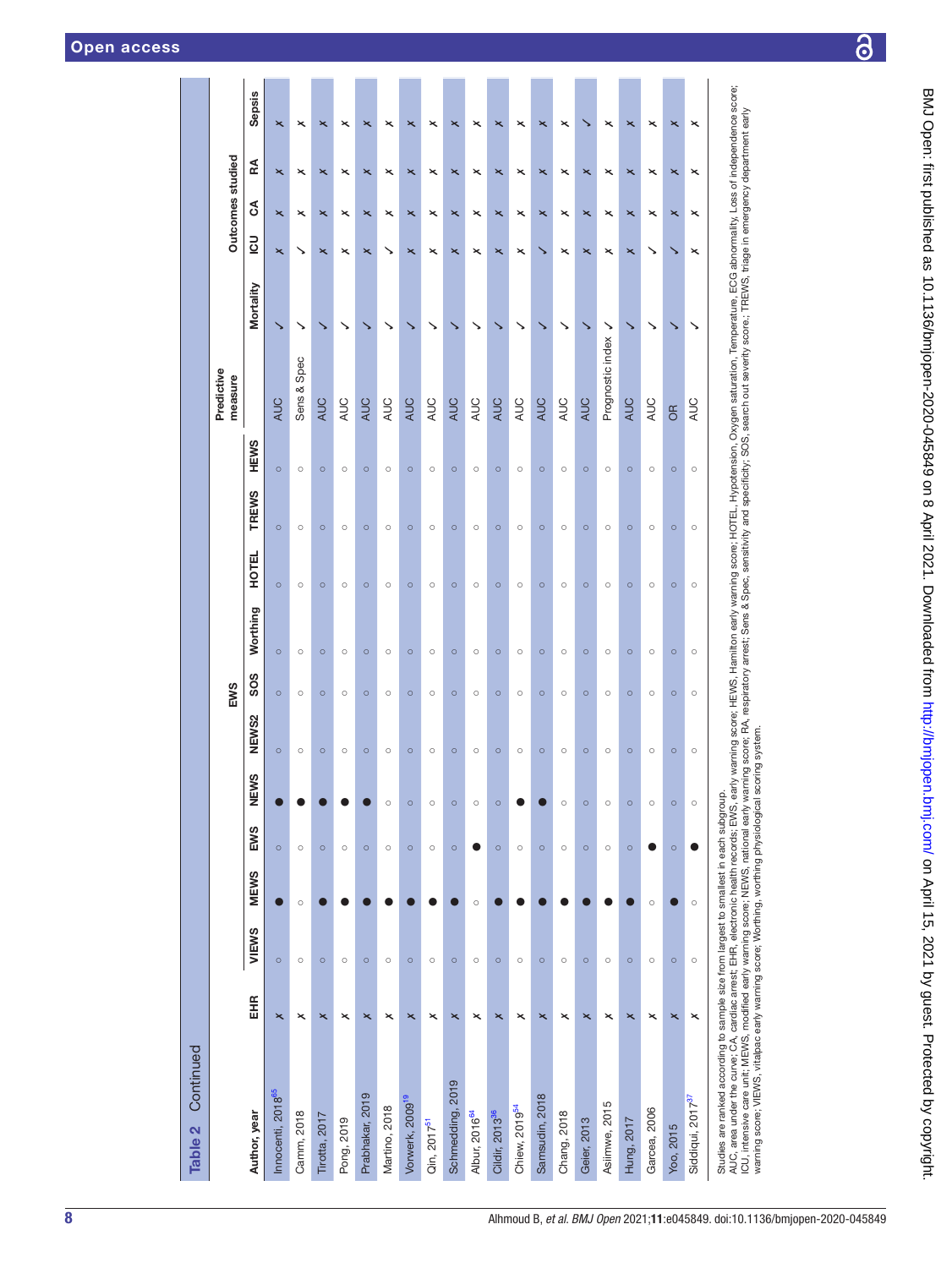**Table 2** Continued

| Author, year | EHR | EWS | | | | | | | | | | Predictive measure | Outcomes studied | | | | |
|---|---|---|---|---|---|---|---|---|---|---|---|---|---|---|---|---|---|
| | | VIEWS | MEWS | EWS | NEWS | NEWS2 | SOS | Worthing | HOTEL | TREWS | HEWS | | Mortality | ICU | CA | RA | Sepsis |
| Innocenti, 2018[65] | ✗ | ○ | ● | ○ | ● | ○ | ○ | ○ | ○ | ○ | ○ | AUC | ✓ | ✗ | ✗ | ✗ | ✗ |
| Camm, 2018 | ✗ | ○ | ○ | ○ | ● | ○ | ○ | ○ | ○ | ○ | ○ | Sens & Spec | ✓ | ✓ | ✗ | ✗ | ✗ |
| Tirotta, 2017 | ✗ | ○ | ● | ○ | ● | ○ | ○ | ○ | ○ | ○ | ○ | AUC | ✓ | ✗ | ✗ | ✗ | ✗ |
| Pong, 2019 | ✗ | ○ | ● | ○ | ● | ○ | ○ | ○ | ○ | ○ | ○ | AUC | ✓ | ✗ | ✗ | ✗ | ✗ |
| Prabhakar, 2019 | ✗ | ○ | ● | ○ | ● | ○ | ○ | ○ | ○ | ○ | ○ | AUC | ✓ | ✗ | ✗ | ✗ | ✗ |
| Martino, 2018 | ✗ | ○ | ● | ○ | ○ | ○ | ○ | ○ | ○ | ○ | ○ | AUC | ✓ | ✓ | ✗ | ✗ | ✗ |
| Vorwerk, 2009[19] | ✗ | ○ | ● | ○ | ○ | ○ | ○ | ○ | ○ | ○ | ○ | AUC | ✓ | ✗ | ✗ | ✗ | ✗ |
| Qin, 2017[51] | ✗ | ○ | ● | ○ | ○ | ○ | ○ | ○ | ○ | ○ | ○ | AUC | ✓ | ✗ | ✗ | ✗ | ✗ |
| Schmedding, 2019 | ✗ | ○ | ● | ○ | ○ | ○ | ○ | ○ | ○ | ○ | ○ | AUC | ✓ | ✗ | ✗ | ✗ | ✗ |
| Albur, 2016[64] | ✗ | ○ | ○ | ● | ○ | ○ | ○ | ○ | ○ | ○ | ○ | AUC | ✓ | ✗ | ✗ | ✗ | ✗ |
| Cildir, 2013[36] | ✗ | ○ | ● | ○ | ○ | ○ | ○ | ○ | ○ | ○ | ○ | AUC | ✓ | ✗ | ✗ | ✗ | ✗ |
| Chiew, 2019[54] | ✗ | ○ | ● | ○ | ● | ○ | ○ | ○ | ○ | ○ | ○ | AUC | ✓ | ✗ | ✗ | ✗ | ✗ |
| Samsudin, 2018 | ✗ | ○ | ● | ○ | ● | ○ | ○ | ○ | ○ | ○ | ○ | AUC | ✓ | ✓ | ✗ | ✗ | ✗ |
| Chang, 2018 | ✗ | ○ | ● | ○ | ○ | ○ | ○ | ○ | ○ | ○ | ○ | AUC | ✓ | ✗ | ✗ | ✗ | ✗ |
| Geier, 2013 | ✗ | ○ | ● | ○ | ○ | ○ | ○ | ○ | ○ | ○ | ○ | AUC | ✓ | ✗ | ✗ | ✗ | ✓ |
| Asiimwe, 2015 | ✗ | ○ | ● | ○ | ○ | ○ | ○ | ○ | ○ | ○ | ○ | Prognostic index | ✓ | ✗ | ✗ | ✗ | ✗ |
| Hung, 2017 | ✗ | ○ | ● | ○ | ○ | ○ | ○ | ○ | ○ | ○ | ○ | AUC | ✓ | ✗ | ✗ | ✗ | ✗ |
| Garcea, 2006 | ✗ | ○ | ○ | ● | ○ | ○ | ○ | ○ | ○ | ○ | ○ | AUC | ✓ | ✓ | ✗ | ✗ | ✗ |
| Yoo, 2015 | ✗ | ○ | ● | ○ | ○ | ○ | ○ | ○ | ○ | ○ | ○ | OR | ✓ | ✓ | ✗ | ✗ | ✗ |
| Siddiqui, 2017[37] | ✗ | ○ | ○ | ● | ○ | ○ | ○ | ○ | ○ | ○ | ○ | AUC | ✓ | ✗ | ✗ | ✗ | ✗ |

Studies are ranked according to sample size from largest to smallest in each subgroup.
AUC, area under the curve; CA, cardiac arrest; EHR, electronic health records; EWS, early warning score; HEWS, Hamilton early warning score; HOTEL, Hypotension, Oxygen saturation, Temperature, ECG abnormality, Loss of independence score; ICU, intensive care unit; MEWS, modified early warning score; NEWS, national early warning score; RA, respiratory arrest; Sens & Spec, sensitivity and specificity; SOS, search out severity score; TREWS, triage in emergency department early warning score; VIEWS, vitalpac early warning score; Worthing, worthing physiological scoring system.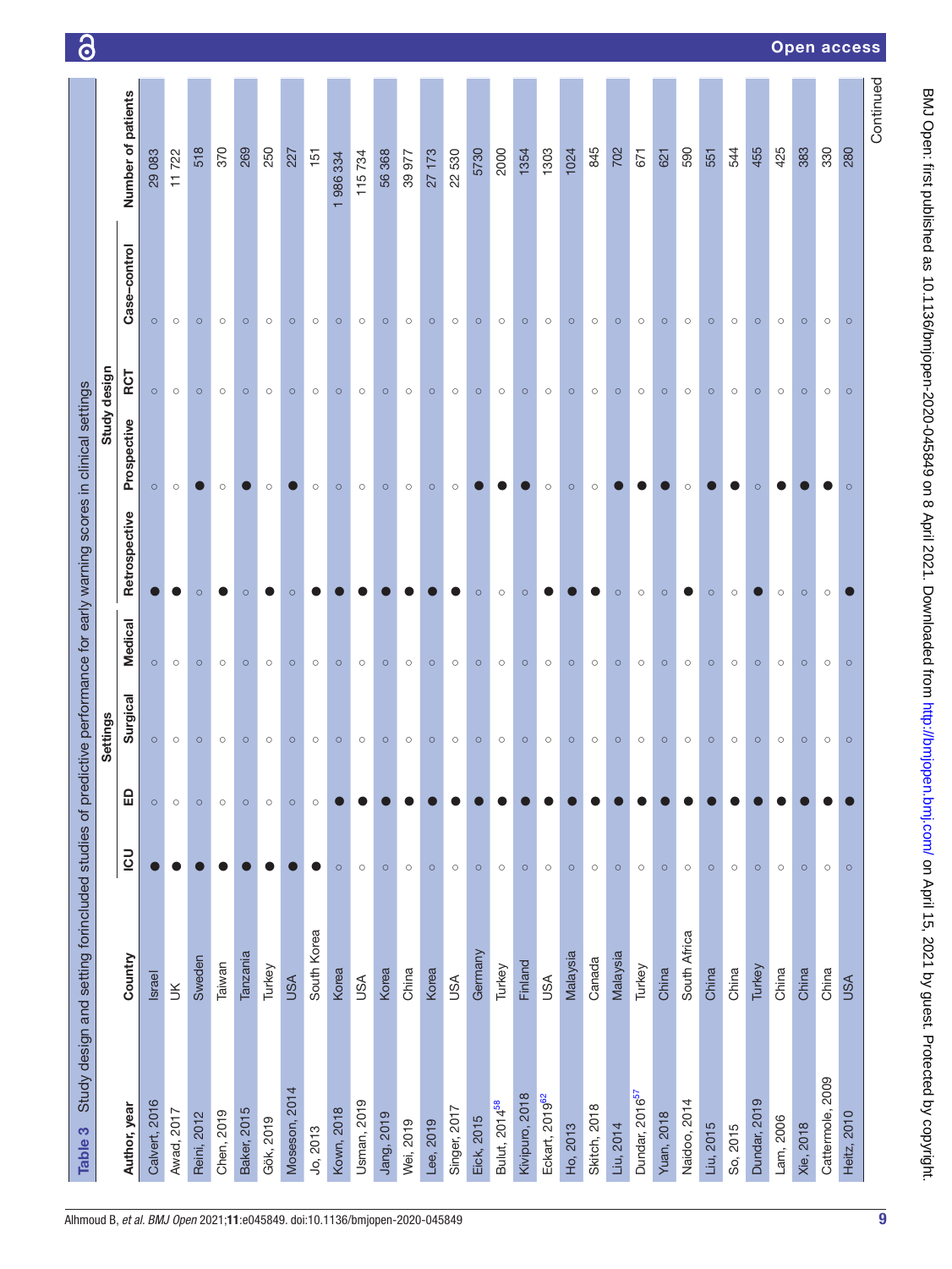Table 3 Study design and setting forincluded studies of predictive performance for early warning scores in clinical settings

| Author, year | Country | Settings | | | | Study design | | | | Number of patients |
|---|---|---|---|---|---|---|---|---|---|---|
| | | ICU | ED | Surgical | Medical | Retrospective | Prospective | RCT | Case–control | |
| Calvert, 2016 | Israel | ● | ○ | ○ | ○ | ● | ○ | ○ | ○ | 29 083 |
| Awad, 2017 | UK | ● | ○ | ○ | ○ | ● | ○ | ○ | ○ | 11 722 |
| Reini, 2012 | Sweden | ● | ○ | ○ | ○ | ○ | ● | ○ | ○ | 518 |
| Chen, 2019 | Taiwan | ● | ○ | ○ | ○ | ● | ○ | ○ | ○ | 370 |
| Baker, 2015 | Tanzania | ● | ○ | ○ | ○ | ○ | ● | ○ | ○ | 269 |
| Gök, 2019 | Turkey | ● | ○ | ○ | ○ | ● | ○ | ○ | ○ | 250 |
| Moseson, 2014 | USA | ● | ○ | ○ | ○ | ○ | ● | ○ | ○ | 227 |
| Jo, 2013 | South Korea | ● | ○ | ○ | ○ | ● | ○ | ○ | ○ | 151 |
| Kown, 2018 | Korea | ○ | ● | ○ | ○ | ● | ○ | ○ | ○ | 1 986 334 |
| Usman, 2019 | USA | ○ | ● | ○ | ○ | ● | ○ | ○ | ○ | 115 734 |
| Jang, 2019 | Korea | ○ | ● | ○ | ○ | ● | ○ | ○ | ○ | 56 368 |
| Wei, 2019 | China | ○ | ● | ○ | ○ | ● | ○ | ○ | ○ | 39 977 |
| Lee, 2019 | Korea | ○ | ● | ○ | ○ | ● | ○ | ○ | ○ | 27 173 |
| Singer, 2017 | USA | ○ | ● | ○ | ○ | ● | ○ | ○ | ○ | 22 530 |
| Eick, 2015 | Germany | ○ | ● | ○ | ○ | ○ | ● | ○ | ○ | 5730 |
| Bulut, 2014[58] | Turkey | ○ | ● | ○ | ○ | ○ | ● | ○ | ○ | 2000 |
| Kivipuro, 2018 | Finland | ○ | ● | ○ | ○ | ○ | ● | ○ | ○ | 1354 |
| Eckart, 2019[62] | USA | ○ | ● | ○ | ○ | ● | ○ | ○ | ○ | 1303 |
| Ho, 2013 | Malaysia | ○ | ● | ○ | ○ | ● | ○ | ○ | ○ | 1024 |
| Skitch, 2018 | Canada | ○ | ● | ○ | ○ | ● | ○ | ○ | ○ | 845 |
| Liu, 2014 | Malaysia | ○ | ● | ○ | ○ | ○ | ● | ○ | ○ | 702 |
| Dundar, 2016[57] | Turkey | ○ | ● | ○ | ○ | ○ | ● | ○ | ○ | 671 |
| Yuan, 2018 | China | ○ | ● | ○ | ○ | ○ | ● | ○ | ○ | 621 |
| Naidoo, 2014 | South Africa | ○ | ● | ○ | ○ | ● | ○ | ○ | ○ | 590 |
| Liu, 2015 | China | ○ | ● | ○ | ○ | ○ | ● | ○ | ○ | 551 |
| So, 2015 | China | ○ | ● | ○ | ○ | ○ | ● | ○ | ○ | 544 |
| Dundar, 2019 | Turkey | ○ | ● | ○ | ○ | ● | ○ | ○ | ○ | 455 |
| Lam, 2006 | China | ○ | ● | ○ | ○ | ○ | ● | ○ | ○ | 425 |
| Xie, 2018 | China | ○ | ● | ○ | ○ | ○ | ● | ○ | ○ | 383 |
| Cattermole, 2009 | China | ○ | ● | ○ | ○ | ○ | ● | ○ | ○ | 330 |
| Heitz, 2010 | USA | ○ | ● | ○ | ○ | ● | ○ | ○ | ○ | 280 |

Continued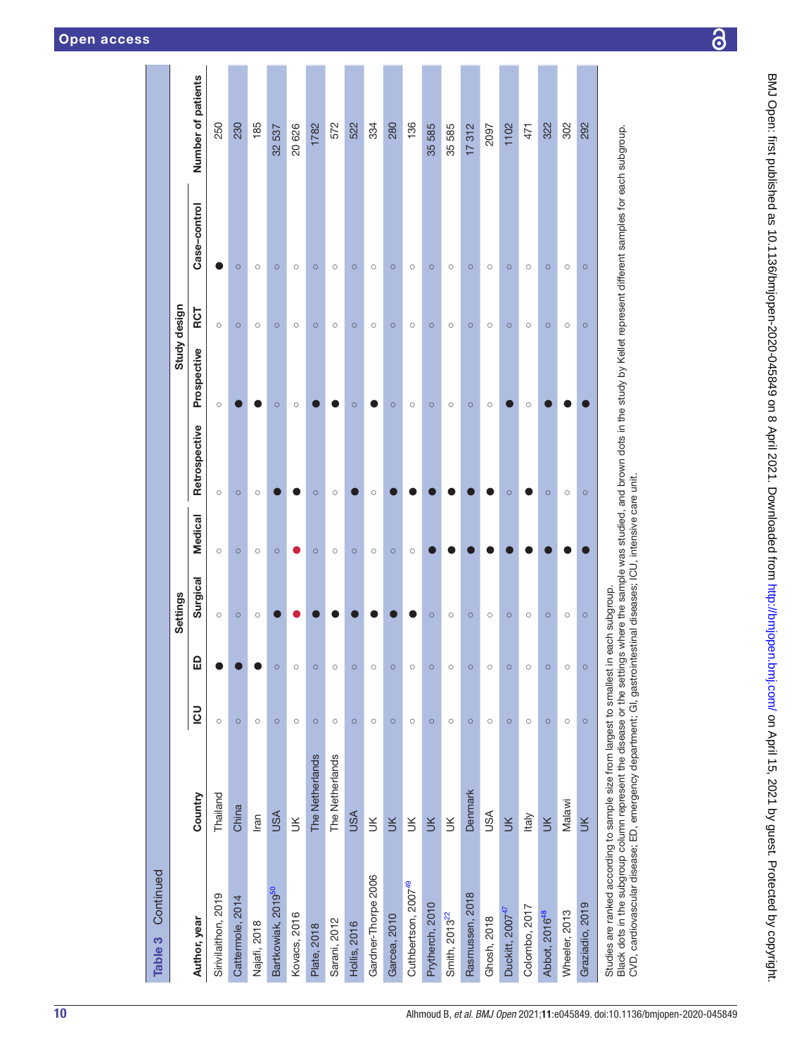**Table 3** Continued

| Author, year | Country | Settings | | | | Study design | | | | Number of patients |
|---|---|---|---|---|---|---|---|---|---|---|
| | | ICU | ED | Surgical | Medical | Retrospective | Prospective | RCT | Case–control | |
| Sirivilaithon, 2019 | Thailand | ○ | ● | ○ | ○ | ○ | ○ | ○ | ● | 250 |
| Cattermole, 2014 | China | ○ | ● | ○ | ○ | ○ | ● | ○ | ○ | 230 |
| Najafi, 2018 | Iran | ○ | ● | ○ | ○ | ○ | ● | ○ | ○ | 185 |
| Bartkowiak, 2019[50] | USA | ○ | ○ | ● | ○ | ● | ○ | ○ | ○ | 32 537 |
| Kovacs, 2016 | UK | ○ | ○ | ● | ● | ● | ○ | ○ | ○ | 20 626 |
| Plate, 2018 | The Netherlands | ○ | ○ | ● | ○ | ○ | ● | ○ | ○ | 1782 |
| Sarani, 2012 | The Netherlands | ○ | ○ | ● | ○ | ○ | ● | ○ | ○ | 572 |
| Hollis, 2016 | USA | ○ | ○ | ● | ○ | ● | ○ | ○ | ○ | 522 |
| Gardner-Thorpe 2006 | UK | ○ | ○ | ● | ○ | ○ | ● | ○ | ○ | 334 |
| Garcea, 2010 | UK | ○ | ○ | ● | ○ | ● | ○ | ○ | ○ | 280 |
| Cuthbertson, 2007[49] | UK | ○ | ○ | ● | ○ | ● | ○ | ○ | ○ | 136 |
| Prytherch, 2010 | UK | ○ | ○ | ○ | ● | ● | ○ | ○ | ○ | 35 585 |
| Smith, 2013[22] | UK | ○ | ○ | ○ | ● | ● | ○ | ○ | ○ | 35 585 |
| Rasmussen, 2018 | Denmark | ○ | ○ | ○ | ● | ● | ○ | ○ | ○ | 17 312 |
| Ghosh, 2018 | USA | ○ | ○ | ○ | ● | ● | ○ | ○ | ○ | 2097 |
| Duckitt, 2007[47] | UK | ○ | ○ | ○ | ● | ○ | ● | ○ | ○ | 1102 |
| Colombo, 2017 | Italy | ○ | ○ | ○ | ● | ● | ○ | ○ | ○ | 471 |
| Abbot, 2016[48] | UK | ○ | ○ | ○ | ● | ○ | ● | ○ | ○ | 322 |
| Wheeler, 2013 | Malawi | ○ | ○ | ○ | ● | ○ | ● | ○ | ○ | 302 |
| Graziadio, 2019 | UK | ○ | ○ | ○ | ● | ○ | ● | ○ | ○ | 292 |

Studies are ranked according to sample size from largest to smallest in each subgroup.
Black dots in the subgroup column represent the disease or the settings where the sample was studied, and brown dots in the study by Kellet represent different samples for each subgroup.
CVD, cardiovascular disease; ED, emergency department; GI, gastrointestinal diseases; ICU, intensive care unit.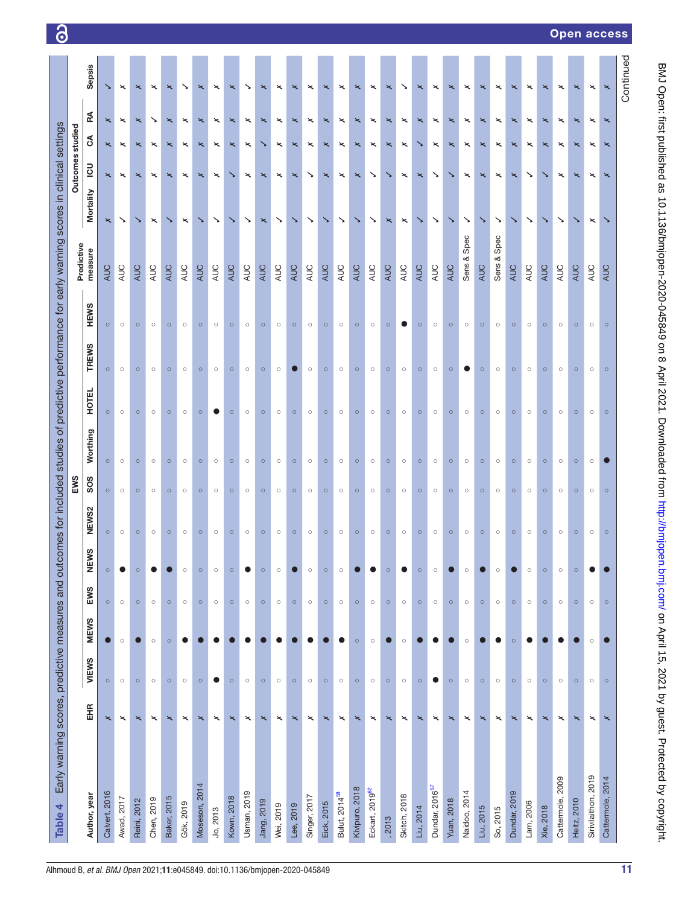**Table 4** Early warning scores, predictive measures and outcomes for included studies of predictive performance for early warning scores in clinical settings

| Author, year | EHR | EWS | | | | | | | | | | Predictive measure | Outcomes studied | | | | |
|---|---|---|---|---|---|---|---|---|---|---|---|---|---|---|---|---|---|
| | | VIEWS | MEWS | EWS | NEWS | NEWS2 | SOS | Worthing | HOTEL | TREWS | HEWS | | Mortality | ICU | CA | RA | Sepsis |
| Calvert, 2016 | ✗ | ○ | ● | ○ | ○ | ○ | ○ | ○ | ○ | ○ | ○ | AUC | ✗ | ✗ | ✗ | ✗ | ✓ |
| Awad, 2017 | ✗ | ○ | ○ | ○ | ● | ○ | ○ | ○ | ○ | ○ | ○ | AUC | ✓ | ✗ | ✗ | ✗ | ✗ |
| Reini, 2012 | ✗ | ○ | ● | ○ | ○ | ○ | ○ | ○ | ○ | ○ | ○ | AUC | ✓ | ✗ | ✗ | ✗ | ✗ |
| Chen, 2019 | ✗ | ○ | ○ | ○ | ● | ○ | ○ | ○ | ○ | ○ | ○ | AUC | ✗ | ✗ | ✗ | ✓ | ✗ |
| Baker, 2015 | ✗ | ○ | ○ | ○ | ● | ○ | ○ | ○ | ○ | ○ | ○ | AUC | ✓ | ✗ | ✗ | ✗ | ✗ |
| Gök, 2019 | ✗ | ○ | ● | ○ | ○ | ○ | ○ | ○ | ○ | ○ | ○ | AUC | ✗ | ✗ | ✗ | ✗ | ✓ |
| Moseson, 2014 | ✗ | ○ | ● | ○ | ○ | ○ | ○ | ○ | ○ | ○ | ○ | AUC | ✓ | ✗ | ✗ | ✗ | ✗ |
| Jo, 2013 | ✗ | ● | ● | ○ | ○ | ○ | ○ | ○ | ● | ○ | ○ | AUC | ✓ | ✗ | ✗ | ✗ | ✗ |
| Kown, 2018 | ✗ | ○ | ● | ○ | ○ | ○ | ○ | ○ | ○ | ○ | ○ | AUC | ✓ | ✓ | ✗ | ✗ | ✗ |
| Usman, 2019 | ✗ | ○ | ● | ○ | ● | ○ | ○ | ○ | ○ | ○ | ○ | AUC | ✓ | ✗ | ✗ | ✗ | ✓ |
| Jang, 2019 | ✗ | ○ | ● | ○ | ○ | ○ | ○ | ○ | ○ | ○ | ○ | AUC | ✗ | ✗ | ✓ | ✗ | ✗ |
| Wei, 2019 | ✗ | ○ | ● | ○ | ○ | ○ | ○ | ○ | ○ | ○ | ○ | AUC | ✓ | ✗ | ✗ | ✗ | ✗ |
| Lee, 2019 | ✗ | ○ | ● | ○ | ● | ○ | ○ | ○ | ○ | ● | ○ | AUC | ✓ | ✗ | ✗ | ✗ | ✗ |
| Singer, 2017 | ✗ | ○ | ● | ○ | ○ | ○ | ○ | ○ | ○ | ○ | ○ | AUC | ✓ | ✓ | ✗ | ✗ | ✗ |
| Eick, 2015 | ✗ | ○ | ● | ○ | ○ | ○ | ○ | ○ | ○ | ○ | ○ | AUC | ✓ | ✗ | ✗ | ✗ | ✗ |
| Bulut, 2014[58] | ✗ | ○ | ● | ○ | ○ | ○ | ○ | ○ | ○ | ○ | ○ | AUC | ✓ | ✗ | ✗ | ✗ | ✗ |
| Kivipuro, 2018 | ✗ | ○ | ○ | ○ | ● | ○ | ○ | ○ | ○ | ○ | ○ | AUC | ✓ | ✗ | ✗ | ✗ | ✗ |
| Eckart, 2019[62] | ✗ | ○ | ○ | ○ | ● | ○ | ○ | ○ | ○ | ○ | ○ | AUC | ✓ | ✓ | ✗ | ✗ | ✗ |
| , 2013 | ✗ | ○ | ● | ○ | ○ | ○ | ○ | ○ | ○ | ○ | ○ | AUC | ✗ | ✓ | ✗ | ✗ | ✗ |
| Skitch, 2018 | ✗ | ○ | ○ | ○ | ● | ○ | ○ | ○ | ○ | ○ | ● | AUC | ✗ | ✗ | ✗ | ✗ | ✓ |
| Liu, 2014 | ✗ | ○ | ● | ○ | ○ | ○ | ○ | ○ | ○ | ○ | ○ | AUC | ✓ | ✗ | ✓ | ✗ | ✗ |
| Dundar, 2016[57] | ✗ | ● | ● | ○ | ○ | ○ | ○ | ○ | ○ | ○ | ○ | AUC | ✓ | ✓ | ✗ | ✗ | ✗ |
| Yuan, 2018 | ✗ | ○ | ● | ○ | ● | ○ | ○ | ○ | ○ | ○ | ○ | AUC | ✓ | ✓ | ✗ | ✗ | ✗ |
| Naidoo, 2014 | ✗ | ○ | ○ | ○ | ○ | ○ | ○ | ○ | ○ | ● | ○ | Sens & Spec | ✓ | ✗ | ✗ | ✗ | ✗ |
| Liu, 2015 | ✗ | ○ | ● | ○ | ● | ○ | ○ | ○ | ○ | ○ | ○ | AUC | ✓ | ✗ | ✗ | ✗ | ✗ |
| So, 2015 | ✗ | ○ | ● | ○ | ○ | ○ | ○ | ○ | ○ | ○ | ○ | Sens & Spec | ✓ | ✗ | ✗ | ✗ | ✗ |
| Dundar, 2019 | ✗ | ○ | ○ | ○ | ● | ○ | ○ | ○ | ○ | ○ | ○ | AUC | ✓ | ✗ | ✗ | ✗ | ✗ |
| Lam, 2006 | ✗ | ○ | ● | ○ | ○ | ○ | ○ | ○ | ○ | ○ | ○ | AUC | ✓ | ✓ | ✗ | ✗ | ✗ |
| Xie, 2018 | ✗ | ○ | ● | ○ | ○ | ○ | ○ | ○ | ○ | ○ | ○ | AUC | ✓ | ✓ | ✗ | ✗ | ✗ |
| Cattermole, 2009 | ✗ | ○ | ● | ○ | ○ | ○ | ○ | ○ | ○ | ○ | ○ | AUC | ✓ | ✗ | ✗ | ✗ | ✗ |
| Heitz, 2010 | ✗ | ○ | ● | ○ | ○ | ○ | ○ | ○ | ○ | ○ | ○ | AUC | ✓ | ✗ | ✗ | ✗ | ✗ |
| Sirivilaithon, 2019 | ✗ | ○ | ○ | ○ | ● | ○ | ○ | ○ | ○ | ○ | ○ | AUC | ✗ | ✗ | ✗ | ✗ | ✗ |
| Cattermole, 2014 | ✗ | ○ | ● | ○ | ● | ○ | ○ | ● | ○ | ○ | ○ | AUC | ✓ | ✗ | ✗ | ✗ | ✗ |

Continued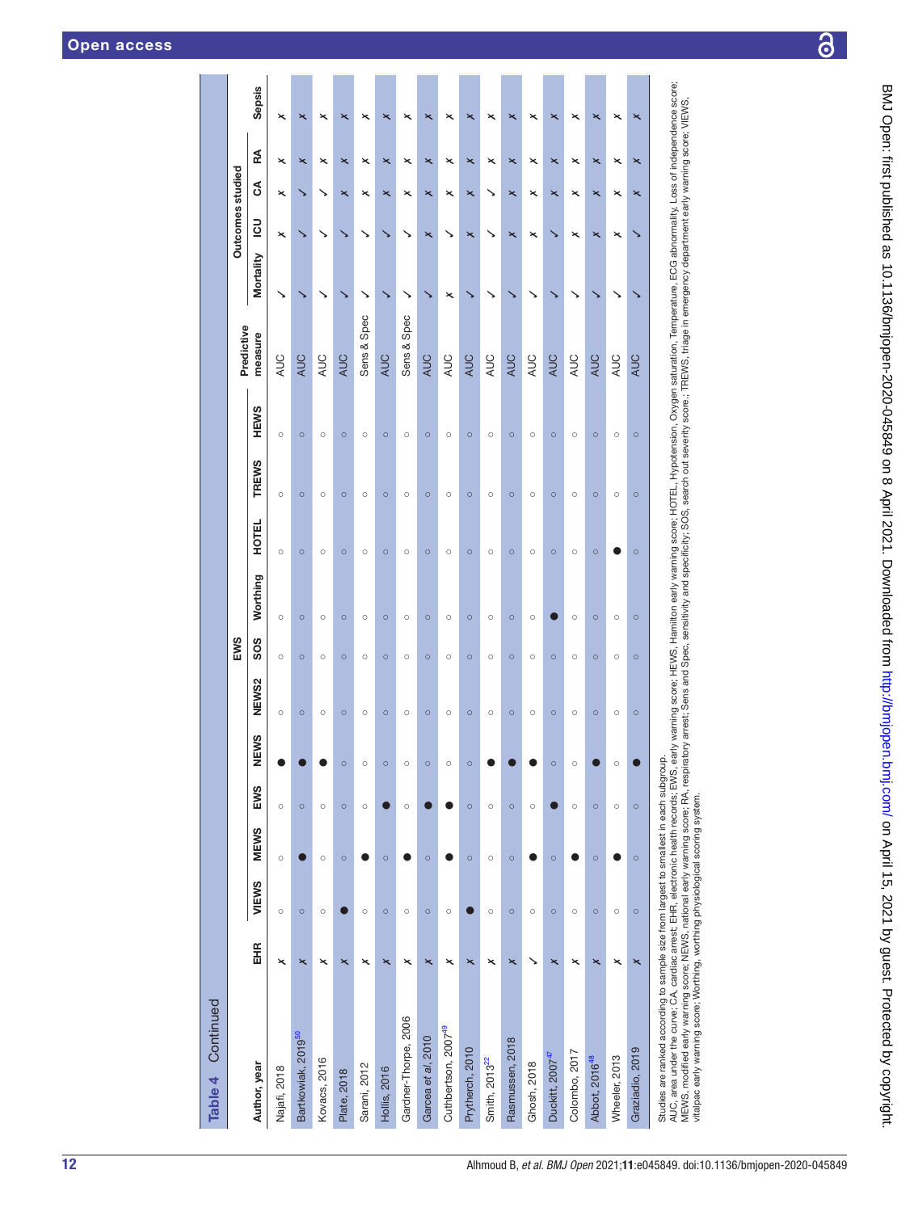**Table 4** Continued

| Author, year | EHR | EWS | | | | | | | | | | Predictive measure | Outcomes studied | | | | |
|---|---|---|---|---|---|---|---|---|---|---|---|---|---|---|---|---|---|
| | | VIEWS | MEWS | EWS | NEWS | NEWS2 | SOS | Worthing | HOTEL | TREWS | HEWS | | Mortality | ICU | CA | RA | Sepsis |
| Najafi, 2018 | ✗ | ○ | ○ | ○ | ● | ○ | ○ | ○ | ○ | ○ | ○ | AUC | ✓ | ✗ | ✗ | ✗ | ✗ |
| Bartkowiak, 2019[50] | ✗ | ○ | ● | ○ | ● | ○ | ○ | ○ | ○ | ○ | ○ | AUC | ✓ | ✓ | ✓ | ✗ | ✗ |
| Kovacs, 2016 | ✗ | ○ | ○ | ○ | ● | ○ | ○ | ○ | ○ | ○ | ○ | AUC | ✓ | ✓ | ✓ | ✗ | ✗ |
| Plate, 2018 | ✗ | ● | ○ | ○ | ○ | ○ | ○ | ○ | ○ | ○ | ○ | AUC | ✓ | ✓ | ✗ | ✗ | ✗ |
| Sarani, 2012 | ✗ | ○ | ● | ○ | ○ | ○ | ○ | ○ | ○ | ○ | ○ | Sens & Spec | ✓ | ✓ | ✗ | ✗ | ✗ |
| Hollis, 2016 | ✗ | ○ | ○ | ● | ○ | ○ | ○ | ○ | ○ | ○ | ○ | AUC | ✓ | ✓ | ✗ | ✗ | ✗ |
| Gardner-Thorpe, 2006 | ✗ | ○ | ● | ○ | ○ | ○ | ○ | ○ | ○ | ○ | ○ | Sens & Spec | ✓ | ✓ | ✗ | ✗ | ✗ |
| Garcea *et al*, 2010 | ✗ | ○ | ○ | ● | ○ | ○ | ○ | ○ | ○ | ○ | ○ | AUC | ✓ | ✗ | ✗ | ✗ | ✗ |
| Cuthbertson, 2007[49] | ✗ | ○ | ● | ● | ○ | ○ | ○ | ○ | ○ | ○ | ○ | AUC | ✗ | ✓ | ✗ | ✗ | ✗ |
| Prytherch, 2010 | ✗ | ● | ○ | ○ | ○ | ○ | ○ | ○ | ○ | ○ | ○ | AUC | ✓ | ✗ | ✗ | ✗ | ✗ |
| Smith, 2013[22] | ✗ | ○ | ○ | ○ | ● | ○ | ○ | ○ | ○ | ○ | ○ | AUC | ✓ | ✓ | ✓ | ✗ | ✗ |
| Rasmussen, 2018 | ✗ | ○ | ○ | ○ | ● | ○ | ○ | ○ | ○ | ○ | ○ | AUC | ✓ | ✗ | ✗ | ✗ | ✗ |
| Ghosh, 2018 | ✓ | ○ | ● | ○ | ● | ○ | ○ | ○ | ○ | ○ | ○ | AUC | ✓ | ✗ | ✗ | ✗ | ✗ |
| Duckitt, 2007[47] | ✗ | ○ | ○ | ● | ○ | ○ | ○ | ● | ○ | ○ | ○ | AUC | ✓ | ✓ | ✗ | ✗ | ✗ |
| Colombo, 2017 | ✗ | ○ | ● | ○ | ○ | ○ | ○ | ○ | ○ | ○ | ○ | AUC | ✓ | ✗ | ✗ | ✗ | ✗ |
| Abbot, 2016[48] | ✗ | ○ | ○ | ○ | ● | ○ | ○ | ○ | ○ | ○ | ○ | AUC | ✓ | ✗ | ✗ | ✗ | ✗ |
| Wheeler, 2013 | ✗ | ○ | ● | ○ | ○ | ○ | ○ | ○ | ● | ○ | ○ | AUC | ✓ | ✗ | ✗ | ✗ | ✗ |
| Graziadio, 2019 | ✗ | ○ | ○ | ○ | ● | ○ | ○ | ○ | ○ | ○ | ○ | AUC | ✓ | ✓ | ✗ | ✗ | ✗ |

Studies are ranked according to sample size from largest to smallest in each subgroup.
AUC, area under the curve; CA, cardiac arrest; EHR, electronic health records; EWS, early warning score; HEWS, Hamilton early warning score; HOTEL, Hypotension, Oxygen saturation, Temperature, ECG abnormality, Loss of independence score; MEWS, modified early warning score; NEWS, national early warning score; RA, respiratory arrest; Sens and Spec, sensitivity and specificity; SOS, search out severity score.; TREWS, triage in emergency department early warning score; VIEWS, vitalpac early warning score; Worthing, worthing physiological scoring system.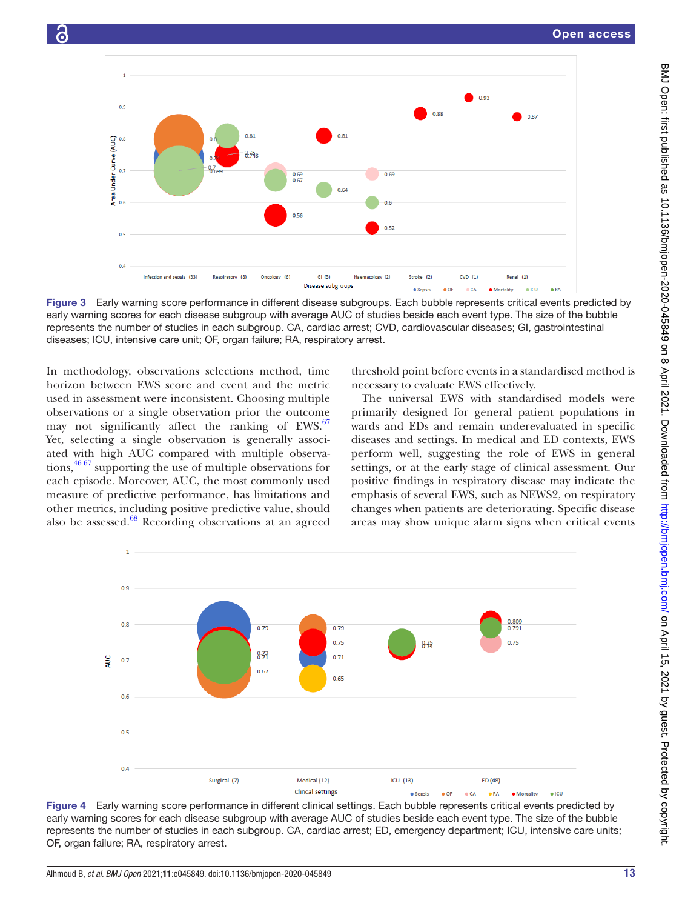**Figure 3** Early warning score performance in different disease subgroups. Each bubble represents critical events predicted by early warning scores for each disease subgroup with average AUC of studies beside each event type. The size of the bubble represents the number of studies in each subgroup. CA, cardiac arrest; CVD, cardiovascular diseases; GI, gastrointestinal diseases; ICU, intensive care unit; OF, organ failure; RA, respiratory arrest.

In methodology, observations selections method, time horizon between EWS score and event and the metric used in assessment were inconsistent. Choosing multiple observations or a single observation prior the outcome may not significantly affect the ranking of EWS.[67] Yet, selecting a single observation is generally associated with high AUC compared with multiple observations,[46 67] supporting the use of multiple observations for each episode. Moreover, AUC, the most commonly used measure of predictive performance, has limitations and other metrics, including positive predictive value, should also be assessed.[68] Recording observations at an agreed threshold point before events in a standardised method is necessary to evaluate EWS effectively.

The universal EWS with standardised models were primarily designed for general patient populations in wards and EDs and remain underevaluated in specific diseases and settings. In medical and ED contexts, EWS perform well, suggesting the role of EWS in general settings, or at the early stage of clinical assessment. Our positive findings in respiratory disease may indicate the emphasis of several EWS, such as NEWS2, on respiratory changes when patients are deteriorating. Specific disease areas may show unique alarm signs when critical events

**Figure 4** Early warning score performance in different clinical settings. Each bubble represents critical events predicted by early warning scores for each disease subgroup with average AUC of studies beside each event type. The size of the bubble represents the number of studies in each subgroup. CA, cardiac arrest; ED, emergency department; ICU, intensive care units; OF, organ failure; RA, respiratory arrest.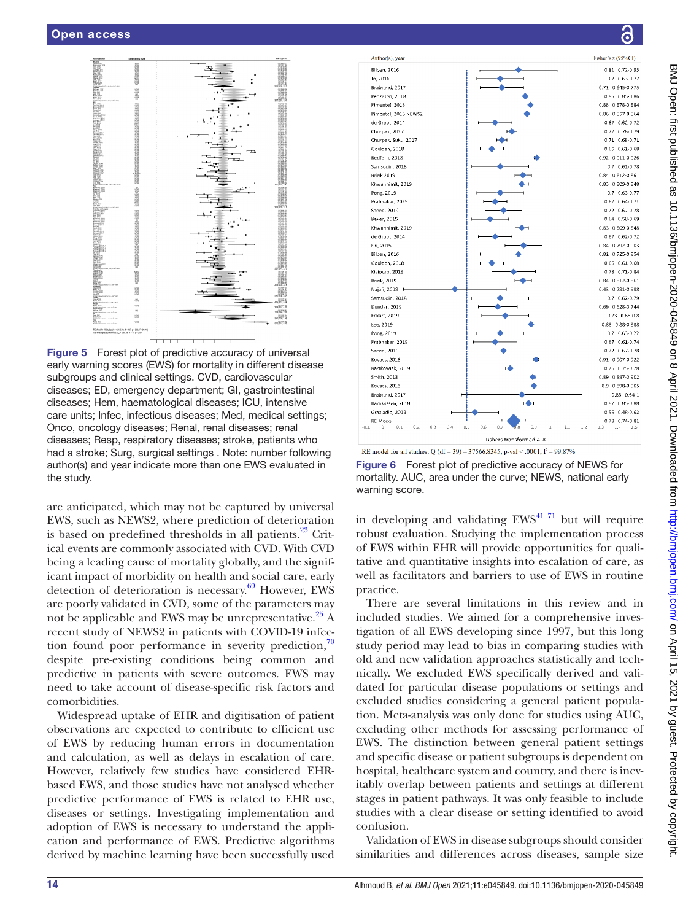Figure 5 Forest plot of predictive accuracy of universal early warning scores (EWS) for mortality in different disease subgroups and clinical settings. CVD, cardiovascular diseases; ED, emergency department; GI, gastrointestinal diseases; Hem, haematological diseases; ICU, intensive care units; Infec, infectious diseases; Med, medical settings; Onco, oncology diseases; Renal, renal diseases; renal diseases; Resp, respiratory diseases; stroke, patients who had a stroke; Surg, surgical settings . Note: number following author(s) and year indicate more than one EWS evaluated in the study.

Figure 6 Forest plot of predictive accuracy of NEWS for mortality. AUC, area under the curve; NEWS, national early warning score.

are anticipated, which may not be captured by universal EWS, such as NEWS2, where prediction of deterioration is based on predefined thresholds in all patients.[23] Critical events are commonly associated with CVD. With CVD being a leading cause of mortality globally, and the significant impact of morbidity on health and social care, early detection of deterioration is necessary.[69] However, EWS are poorly validated in CVD, some of the parameters may not be applicable and EWS may be unrepresentative.[25] A recent study of NEWS2 in patients with COVID-19 infection found poor performance in severity prediction,[70] despite pre-existing conditions being common and predictive in patients with severe outcomes. EWS may need to take account of disease-specific risk factors and comorbidities.

Widespread uptake of EHR and digitisation of patient observations are expected to contribute to efficient use of EWS by reducing human errors in documentation and calculation, as well as delays in escalation of care. However, relatively few studies have considered EHR-based EWS, and those studies have not analysed whether predictive performance of EWS is related to EHR use, diseases or settings. Investigating implementation and adoption of EWS is necessary to understand the application and performance of EWS. Predictive algorithms derived by machine learning have been successfully used in developing and validating EWS[41,71] but will require robust evaluation. Studying the implementation process of EWS within EHR will provide opportunities for qualitative and quantitative insights into escalation of care, as well as facilitators and barriers to use of EWS in routine practice.

There are several limitations in this review and in included studies. We aimed for a comprehensive investigation of all EWS developing since 1997, but this long study period may lead to bias in comparing studies with old and new validation approaches statistically and technically. We excluded EWS specifically derived and validated for particular disease populations or settings and excluded studies considering a general patient population. Meta-analysis was only done for studies using AUC, excluding other methods for assessing performance of EWS. The distinction between general patient settings and specific disease or patient subgroups is dependent on hospital, healthcare system and country, and there is inevitably overlap between patients and settings at different stages in patient pathways. It was only feasible to include studies with a clear disease or setting identified to avoid confusion.

Validation of EWS in disease subgroups should consider similarities and differences across diseases, sample size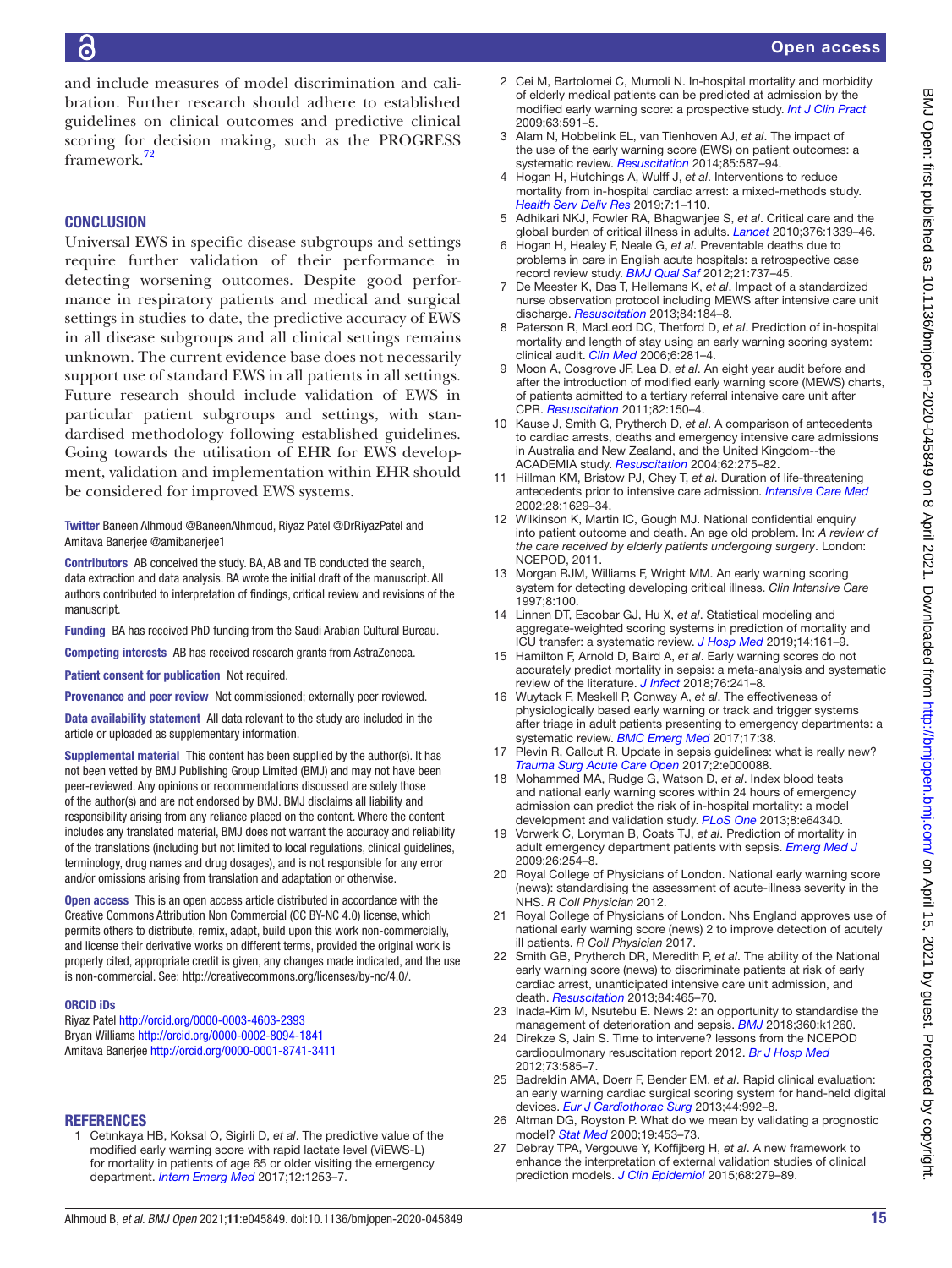and include measures of model discrimination and calibration. Further research should adhere to established guidelines on clinical outcomes and predictive clinical scoring for decision making, such as the PROGRESS framework.[72]

## CONCLUSION

Universal EWS in specific disease subgroups and settings require further validation of their performance in detecting worsening outcomes. Despite good performance in respiratory patients and medical and surgical settings in studies to date, the predictive accuracy of EWS in all disease subgroups and all clinical settings remains unknown. The current evidence base does not necessarily support use of standard EWS in all patients in all settings. Future research should include validation of EWS in particular patient subgroups and settings, with standardised methodology following established guidelines. Going towards the utilisation of EHR for EWS development, validation and implementation within EHR should be considered for improved EWS systems.

**Twitter** Baneen Alhmoud @BaneenAlhmoud, Riyaz Patel @DrRiyazPatel and Amitava Banerjee @amibanerjee1

**Contributors** AB conceived the study. BA, AB and TB conducted the search, data extraction and data analysis. BA wrote the initial draft of the manuscript. All authors contributed to interpretation of findings, critical review and revisions of the manuscript.

**Funding** BA has received PhD funding from the Saudi Arabian Cultural Bureau.

**Competing interests** AB has received research grants from AstraZeneca.

**Patient consent for publication** Not required.

**Provenance and peer review** Not commissioned; externally peer reviewed.

**Data availability statement** All data relevant to the study are included in the article or uploaded as supplementary information.

**Supplemental material** This content has been supplied by the author(s). It has not been vetted by BMJ Publishing Group Limited (BMJ) and may not have been peer-reviewed. Any opinions or recommendations discussed are solely those of the author(s) and are not endorsed by BMJ. BMJ disclaims all liability and responsibility arising from any reliance placed on the content. Where the content includes any translated material, BMJ does not warrant the accuracy and reliability of the translations (including but not limited to local regulations, clinical guidelines, terminology, drug names and drug dosages), and is not responsible for any error and/or omissions arising from translation and adaptation or otherwise.

**Open access** This is an open access article distributed in accordance with the Creative Commons Attribution Non Commercial (CC BY-NC 4.0) license, which permits others to distribute, remix, adapt, build upon this work non-commercially, and license their derivative works on different terms, provided the original work is properly cited, appropriate credit is given, any changes made indicated, and the use is non-commercial. See: http://creativecommons.org/licenses/by-nc/4.0/.

### ORCID iDs

Riyaz Patel http://orcid.org/0000-0003-4603-2393
Bryan Williams http://orcid.org/0000-0002-8094-1841
Amitava Banerjee http://orcid.org/0000-0001-8741-3411

## REFERENCES

1. Cetınkaya HB, Koksal O, Sigirli D, *et al*. The predictive value of the modified early warning score with rapid lactate level (ViEWS-L) for mortality in patients of age 65 or older visiting the emergency department. *Intern Emerg Med* 2017;12:1253–7.
2. Cei M, Bartolomei C, Mumoli N. In-hospital mortality and morbidity of elderly medical patients can be predicted at admission by the modified early warning score: a prospective study. *Int J Clin Pract* 2009;63:591–5.
3. Alam N, Hobbelink EL, van Tienhoven AJ, *et al*. The impact of the use of the early warning score (EWS) on patient outcomes: a systematic review. *Resuscitation* 2014;85:587–94.
4. Hogan H, Hutchings A, Wulff J, *et al*. Interventions to reduce mortality from in-hospital cardiac arrest: a mixed-methods study. *Health Serv Deliv Res* 2019;7:1–110.
5. Adhikari NKJ, Fowler RA, Bhagwanjee S, *et al*. Critical care and the global burden of critical illness in adults. *Lancet* 2010;376:1339–46.
6. Hogan H, Healey F, Neale G, *et al*. Preventable deaths due to problems in care in English acute hospitals: a retrospective case record review study. *BMJ Qual Saf* 2012;21:737–45.
7. De Meester K, Das T, Hellemans K, *et al*. Impact of a standardized nurse observation protocol including MEWS after intensive care unit discharge. *Resuscitation* 2013;84:184–8.
8. Paterson R, MacLeod DC, Thetford D, *et al*. Prediction of in-hospital mortality and length of stay using an early warning scoring system: clinical audit. *Clin Med* 2006;6:281–4.
9. Moon A, Cosgrove JF, Lea D, *et al*. An eight year audit before and after the introduction of modified early warning score (MEWS) charts, of patients admitted to a tertiary referral intensive care unit after CPR. *Resuscitation* 2011;82:150–4.
10. Kause J, Smith G, Prytherch D, *et al*. A comparison of antecedents to cardiac arrests, deaths and emergency intensive care admissions in Australia and New Zealand, and the United Kingdom--the ACADEMIA study. *Resuscitation* 2004;62:275–82.
11. Hillman KM, Bristow PJ, Chey T, *et al*. Duration of life-threatening antecedents prior to intensive care admission. *Intensive Care Med* 2002;28:1629–34.
12. Wilkinson K, Martin IC, Gough MJ. National confidential enquiry into patient outcome and death. An age old problem. In: *A review of the care received by elderly patients undergoing surgery*. London: NCEPOD, 2011.
13. Morgan RJM, Williams F, Wright MM. An early warning scoring system for detecting developing critical illness. *Clin Intensive Care* 1997;8:100.
14. Linnen DT, Escobar GJ, Hu X, *et al*. Statistical modeling and aggregate-weighted scoring systems in prediction of mortality and ICU transfer: a systematic review. *J Hosp Med* 2019;14:161–9.
15. Hamilton F, Arnold D, Baird A, *et al*. Early warning scores do not accurately predict mortality in sepsis: a meta-analysis and systematic review of the literature. *J Infect* 2018;76:241–8.
16. Wuytack F, Meskell P, Conway A, *et al*. The effectiveness of physiologically based early warning or track and trigger systems after triage in adult patients presenting to emergency departments: a systematic review. *BMC Emerg Med* 2017;17:38.
17. Plevin R, Callcut R. Update in sepsis guidelines: what is really new? *Trauma Surg Acute Care Open* 2017;2:e000088.
18. Mohammed MA, Rudge G, Watson D, *et al*. Index blood tests and national early warning scores within 24 hours of emergency admission can predict the risk of in-hospital mortality: a model development and validation study. *PLoS One* 2013;8:e64340.
19. Vorwerk C, Loryman B, Coats TJ, *et al*. Prediction of mortality in adult emergency department patients with sepsis. *Emerg Med J* 2009;26:254–8.
20. Royal College of Physicians of London. National early warning score (news): standardising the assessment of acute-illness severity in the NHS. *R Coll Physician* 2012.
21. Royal College of Physicians of London. Nhs England approves use of national early warning score (news) 2 to improve detection of acutely ill patients. *R Coll Physician* 2017.
22. Smith GB, Prytherch DR, Meredith P, *et al*. The ability of the National early warning score (news) to discriminate patients at risk of early cardiac arrest, unanticipated intensive care unit admission, and death. *Resuscitation* 2013;84:465–70.
23. Inada-Kim M, Nsutebu E. News 2: an opportunity to standardise the management of deterioration and sepsis. *BMJ* 2018;360:k1260.
24. Direkze S, Jain S. Time to intervene? lessons from the NCEPOD cardiopulmonary resuscitation report 2012. *Br J Hosp Med* 2012;73:585–7.
25. Badreldin AMA, Doerr F, Bender EM, *et al*. Rapid clinical evaluation: an early warning cardiac surgical scoring system for hand-held digital devices. *Eur J Cardiothorac Surg* 2013;44:992–8.
26. Altman DG, Royston P. What do we mean by validating a prognostic model? *Stat Med* 2000;19:453–73.
27. Debray TPA, Vergouwe Y, Koffijberg H, *et al*. A new framework to enhance the interpretation of external validation studies of clinical prediction models. *J Clin Epidemiol* 2015;68:279–89.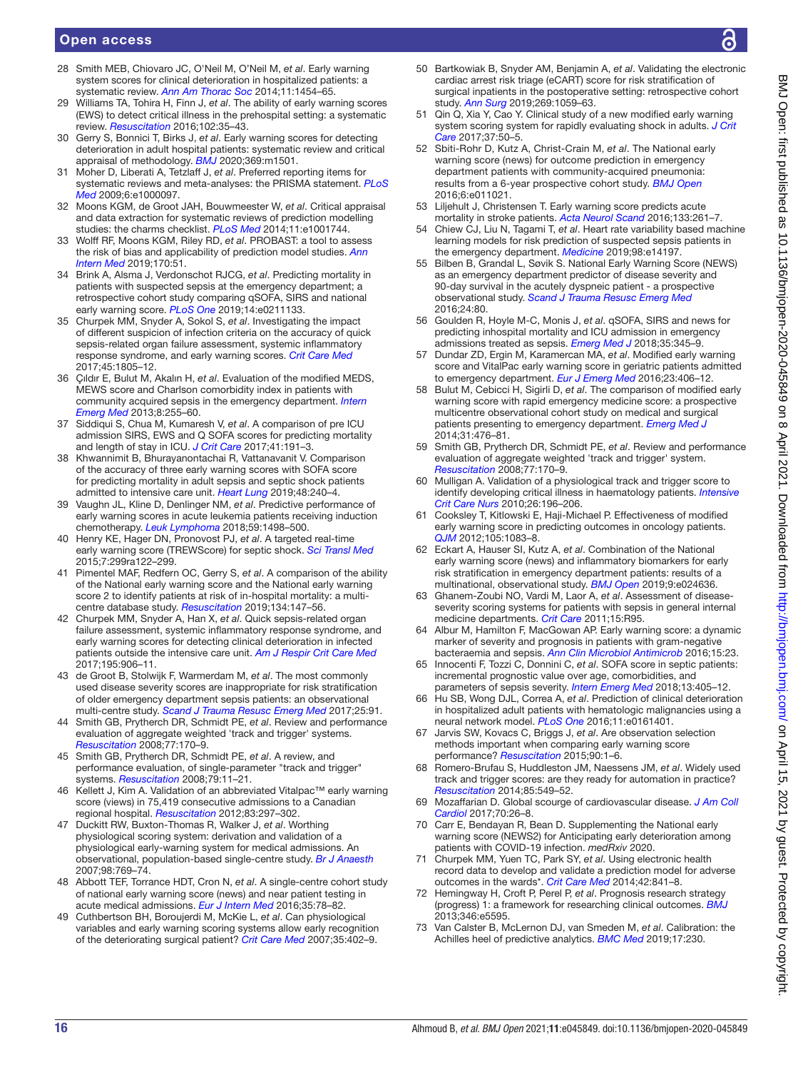28 Smith MEB, Chiovaro JC, O'Neil M, O'Neil M, *et al*. Early warning system scores for clinical deterioration in hospitalized patients: a systematic review. *Ann Am Thorac Soc* 2014;11:1454–65.
29 Williams TA, Tohira H, Finn J, *et al*. The ability of early warning scores (EWS) to detect critical illness in the prehospital setting: a systematic review. *Resuscitation* 2016;102:35–43.
30 Gerry S, Bonnici T, Birks J, *et al*. Early warning scores for detecting deterioration in adult hospital patients: systematic review and critical appraisal of methodology. *BMJ* 2020;369:m1501.
31 Moher D, Liberati A, Tetzlaff J, *et al*. Preferred reporting items for systematic reviews and meta-analyses: the PRISMA statement. *PLoS Med* 2009;6:e1000097.
32 Moons KGM, de Groot JAH, Bouwmeester W, *et al*. Critical appraisal and data extraction for systematic reviews of prediction modelling studies: the charms checklist. *PLoS Med* 2014;11:e1001744.
33 Wolff RF, Moons KGM, Riley RD, *et al*. PROBAST: a tool to assess the risk of bias and applicability of prediction model studies. *Ann Intern Med* 2019;170:51.
34 Brink A, Alsma J, Verdonschot RJCG, *et al*. Predicting mortality in patients with suspected sepsis at the emergency department; a retrospective cohort study comparing qSOFA, SIRS and national early warning score. *PLoS One* 2019;14:e0211133.
35 Churpek MM, Snyder A, Sokol S, *et al*. Investigating the impact of different suspicion of infection criteria on the accuracy of quick sepsis-related organ failure assessment, systemic inflammatory response syndrome, and early warning scores. *Crit Care Med* 2017;45:1805–12.
36 Çıldır E, Bulut M, Akalın H, *et al*. Evaluation of the modified MEDS, MEWS score and Charlson comorbidity index in patients with community acquired sepsis in the emergency department. *Intern Emerg Med* 2013;8:255–60.
37 Siddiqui S, Chua M, Kumaresh V, *et al*. A comparison of pre ICU admission SIRS, EWS and Q SOFA scores for predicting mortality and length of stay in ICU. *J Crit Care* 2017;41:191–3.
38 Khwannimit B, Bhurayanontachai R, Vattanavanit V. Comparison of the accuracy of three early warning scores with SOFA score for predicting mortality in adult sepsis and septic shock patients admitted to intensive care unit. *Heart Lung* 2019;48:240–4.
39 Vaughn JL, Kline D, Denlinger NM, *et al*. Predictive performance of early warning scores in acute leukemia patients receiving induction chemotherapy. *Leuk Lymphoma* 2018;59:1498–500.
40 Henry KE, Hager DN, Pronovost PJ, *et al*. A targeted real-time early warning score (TREWScore) for septic shock. *Sci Transl Med* 2015;7:299ra122–299.
41 Pimentel MAF, Redfern OC, Gerry S, *et al*. A comparison of the ability of the National early warning score and the National early warning score 2 to identify patients at risk of in-hospital mortality: a multi-centre database study. *Resuscitation* 2019;134:147–56.
42 Churpek MM, Snyder A, Han X, *et al*. Quick sepsis-related organ failure assessment, systemic inflammatory response syndrome, and early warning scores for detecting clinical deterioration in infected patients outside the intensive care unit. *Am J Respir Crit Care Med* 2017;195:906–11.
43 de Groot B, Stolwijk F, Warmerdam M, *et al*. The most commonly used disease severity scores are inappropriate for risk stratification of older emergency department sepsis patients: an observational multi-centre study. *Scand J Trauma Resusc Emerg Med* 2017;25:91.
44 Smith GB, Prytherch DR, Schmidt PE, *et al*. Review and performance evaluation of aggregate weighted 'track and trigger' systems. *Resuscitation* 2008;77:170–9.
45 Smith GB, Prytherch DR, Schmidt PE, *et al*. A review, and performance evaluation, of single-parameter "track and trigger" systems. *Resuscitation* 2008;79:11–21.
46 Kellett J, Kim A. Validation of an abbreviated Vitalpac™ early warning score (views) in 75,419 consecutive admissions to a Canadian regional hospital. *Resuscitation* 2012;83:297–302.
47 Duckitt RW, Buxton-Thomas R, Walker J, *et al*. Worthing physiological scoring system: derivation and validation of a physiological early-warning system for medical admissions. An observational, population-based single-centre study. *Br J Anaesth* 2007;98:769–74.
48 Abbott TEF, Torrance HDT, Cron N, *et al*. A single-centre cohort study of national early warning score (news) and near patient testing in acute medical admissions. *Eur J Intern Med* 2016;35:78–82.
49 Cuthbertson BH, Boroujerdi M, McKie L, *et al*. Can physiological variables and early warning scoring systems allow early recognition of the deteriorating surgical patient? *Crit Care Med* 2007;35:402–9.
50 Bartkowiak B, Snyder AM, Benjamin A, *et al*. Validating the electronic cardiac arrest risk triage (eCART) score for risk stratification of surgical inpatients in the postoperative setting: retrospective cohort study. *Ann Surg* 2019;269:1059–63.
51 Qin Q, Xia Y, Cao Y. Clinical study of a new modified early warning system scoring system for rapidly evaluating shock in adults. *J Crit Care* 2017;37:50–5.
52 Sbiti-Rohr D, Kutz A, Christ-Crain M, *et al*. The National early warning score (news) for outcome prediction in emergency department patients with community-acquired pneumonia: results from a 6-year prospective cohort study. *BMJ Open* 2016;6:e011021.
53 Liljehult J, Christensen T. Early warning score predicts acute mortality in stroke patients. *Acta Neurol Scand* 2016;133:261–7.
54 Chiew CJ, Liu N, Tagami T, *et al*. Heart rate variability based machine learning models for risk prediction of suspected sepsis patients in the emergency department. *Medicine* 2019;98:e14197.
55 Bilben B, Grandal L, Søvik S. National Early Warning Score (NEWS) as an emergency department predictor of disease severity and 90-day survival in the acutely dyspneic patient - a prospective observational study. *Scand J Trauma Resusc Emerg Med* 2016;24:80.
56 Goulden R, Hoyle M-C, Monis J, *et al*. qSOFA, SIRS and news for predicting inhospital mortality and ICU admission in emergency admissions treated as sepsis. *Emerg Med J* 2018;35:345–9.
57 Dundar ZD, Ergin M, Karamercan MA, *et al*. Modified early warning score and VitalPac early warning score in geriatric patients admitted to emergency department. *Eur J Emerg Med* 2016;23:406–12.
58 Bulut M, Cebicci H, Sigirli D, *et al*. The comparison of modified early warning score with rapid emergency medicine score: a prospective multicentre observational cohort study on medical and surgical patients presenting to emergency department. *Emerg Med J* 2014;31:476–81.
59 Smith GB, Prytherch DR, Schmidt PE, *et al*. Review and performance evaluation of aggregate weighted 'track and trigger' system. *Resuscitation* 2008;77:170–9.
60 Mulligan A. Validation of a physiological track and trigger score to identify developing critical illness in haematology patients. *Intensive Crit Care Nurs* 2010;26:196–206.
61 Cooksley T, Kitlowski E, Haji-Michael P. Effectiveness of modified early warning score in predicting outcomes in oncology patients. *QJM* 2012;105:1083–8.
62 Eckart A, Hauser SI, Kutz A, *et al*. Combination of the National early warning score (news) and inflammatory biomarkers for early risk stratification in emergency department patients: results of a multinational, observational study. *BMJ Open* 2019;9:e024636.
63 Ghanem-Zoubi NO, Vardi M, Laor A, *et al*. Assessment of disease-severity scoring systems for patients with sepsis in general internal medicine departments. *Crit Care* 2011;15:R95.
64 Albur M, Hamilton F, MacGowan AP. Early warning score: a dynamic marker of severity and prognosis in patients with gram-negative bacteraemia and sepsis. *Ann Clin Microbiol Antimicrob* 2016;15:23.
65 Innocenti F, Tozzi C, Donnini C, *et al*. SOFA score in septic patients: incremental prognostic value over age, comorbidities, and parameters of sepsis severity. *Intern Emerg Med* 2018;13:405–12.
66 Hu SB, Wong DJL, Correa A, *et al*. Prediction of clinical deterioration in hospitalized adult patients with hematologic malignancies using a neural network model. *PLoS One* 2016;11:e0161401.
67 Jarvis SW, Kovacs C, Briggs J, *et al*. Are observation selection methods important when comparing early warning score performance? *Resuscitation* 2015;90:1–6.
68 Romero-Brufau S, Huddleston JM, Naessens JM, *et al*. Widely used track and trigger scores: are they ready for automation in practice? *Resuscitation* 2014;85:549–52.
69 Mozaffarian D. Global scourge of cardiovascular disease. *J Am Coll Cardiol* 2017;70:26–8.
70 Carr E, Bendayan R, Bean D. Supplementing the National early warning score (NEWS2) for Anticipating early deterioration among patients with COVID-19 infection. *medRxiv* 2020.
71 Churpek MM, Yuen TC, Park SY, *et al*. Using electronic health record data to develop and validate a prediction model for adverse outcomes in the wards*. *Crit Care Med* 2014;42:841–8.
72 Hemingway H, Croft P, Perel P, *et al*. Prognosis research strategy (progress) 1: a framework for researching clinical outcomes. *BMJ* 2013;346:e5595.
73 Van Calster B, McLernon DJ, van Smeden M, *et al*. Calibration: the Achilles heel of predictive analytics. *BMC Med* 2019;17:230.